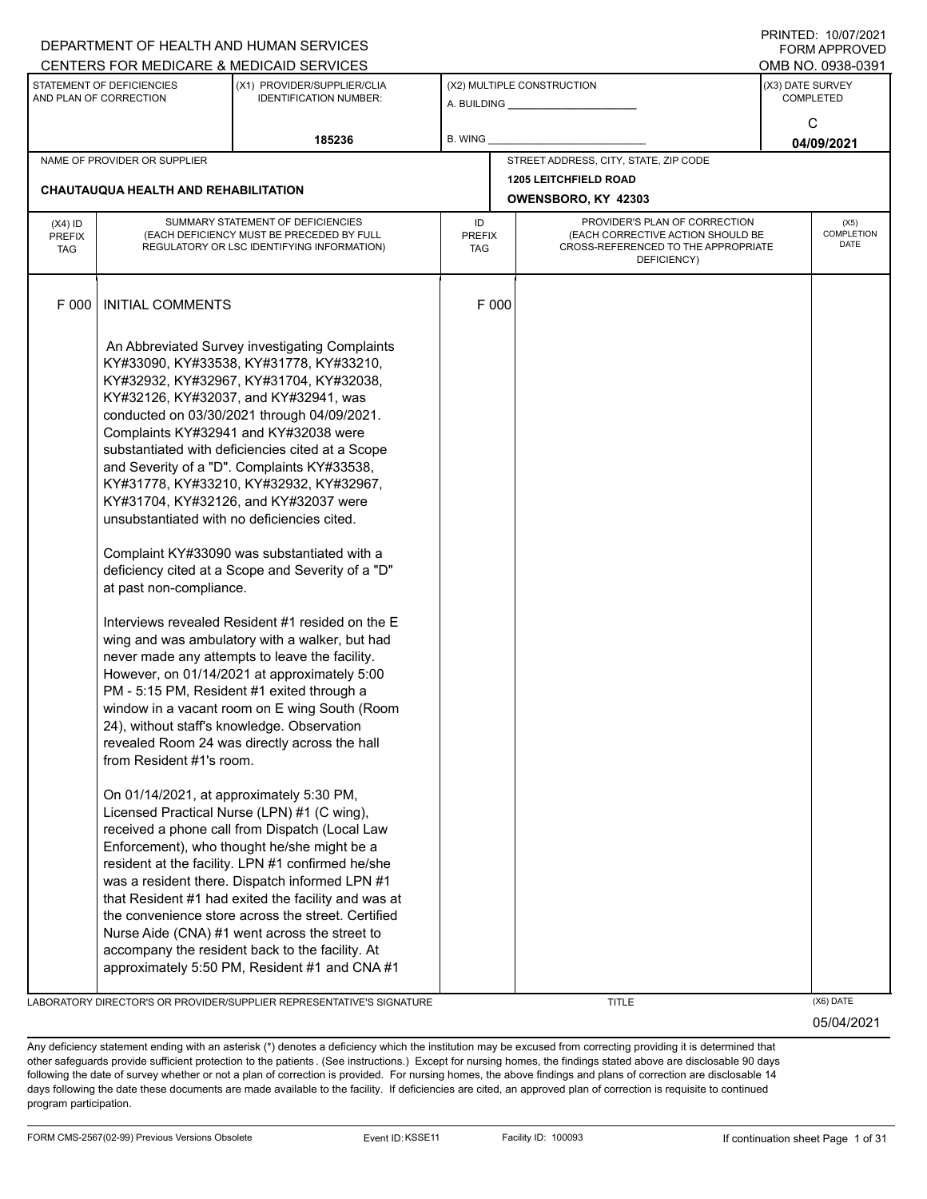DEPARTMENT OF HEALTH AND HUMAN SERVICES
CENTERS FOR MEDICARE & MEDICAID SERVICES

PRINTED: 10/07/2021
FORM APPROVED
OMB NO. 0938-0391

| STATEMENT OF DEFICIENCIES AND PLAN OF CORRECTION | (X1) PROVIDER/SUPPLIER/CLIA IDENTIFICATION NUMBER: | (X2) MULTIPLE CONSTRUCTION | (X3) DATE SURVEY COMPLETED |
|---|---|---|---|
| | 185236 | A. BUILDING ______ B. WING ______ | C 04/09/2021 |

| NAME OF PROVIDER OR SUPPLIER | STREET ADDRESS, CITY, STATE, ZIP CODE |
|---|---|
| CHAUTAUQUA HEALTH AND REHABILITATION | 1205 LEITCHFIELD ROAD OWENSBORO, KY 42303 |

| (X4) ID PREFIX TAG | SUMMARY STATEMENT OF DEFICIENCIES (EACH DEFICIENCY MUST BE PRECEDED BY FULL REGULATORY OR LSC IDENTIFYING INFORMATION) | ID PREFIX TAG | PROVIDER'S PLAN OF CORRECTION (EACH CORRECTIVE ACTION SHOULD BE CROSS-REFERENCED TO THE APPROPRIATE DEFICIENCY) | (X5) COMPLETION DATE |
|---|---|---|---|---|
| F 000 | INITIAL COMMENTS | F 000 | | |

An Abbreviated Survey investigating Complaints KY#33090, KY#33538, KY#31778, KY#33210, KY#32932, KY#32967, KY#31704, KY#32038, KY#32126, KY#32037, and KY#32941, was conducted on 03/30/2021 through 04/09/2021. Complaints KY#32941 and KY#32038 were substantiated with deficiencies cited at a Scope and Severity of a "D". Complaints KY#33538, KY#31778, KY#33210, KY#32932, KY#32967, KY#31704, KY#32126, and KY#32037 were unsubstantiated with no deficiencies cited.

Complaint KY#33090 was substantiated with a deficiency cited at a Scope and Severity of a "D" at past non-compliance.

Interviews revealed Resident #1 resided on the E wing and was ambulatory with a walker, but had never made any attempts to leave the facility. However, on 01/14/2021 at approximately 5:00 PM - 5:15 PM, Resident #1 exited through a window in a vacant room on E wing South (Room 24), without staff's knowledge. Observation revealed Room 24 was directly across the hall from Resident #1's room.

On 01/14/2021, at approximately 5:30 PM, Licensed Practical Nurse (LPN) #1 (C wing), received a phone call from Dispatch (Local Law Enforcement), who thought he/she might be a resident at the facility. LPN #1 confirmed he/she was a resident there. Dispatch informed LPN #1 that Resident #1 had exited the facility and was at the convenience store across the street. Certified Nurse Aide (CNA) #1 went across the street to accompany the resident back to the facility. At approximately 5:50 PM, Resident #1 and CNA #1

LABORATORY DIRECTOR'S OR PROVIDER/SUPPLIER REPRESENTATIVE'S SIGNATURE | TITLE | (X6) DATE 05/04/2021

Any deficiency statement ending with an asterisk (*) denotes a deficiency which the institution may be excused from correcting providing it is determined that other safeguards provide sufficient protection to the patients. (See instructions.) Except for nursing homes, the findings stated above are disclosable 90 days following the date of survey whether or not a plan of correction is provided. For nursing homes, the above findings and plans of correction are disclosable 14 days following the date these documents are made available to the facility. If deficiencies are cited, an approved plan of correction is requisite to continued program participation.

FORM CMS-2567(02-99) Previous Versions Obsolete | Event ID: KSSE11 | Facility ID: 100093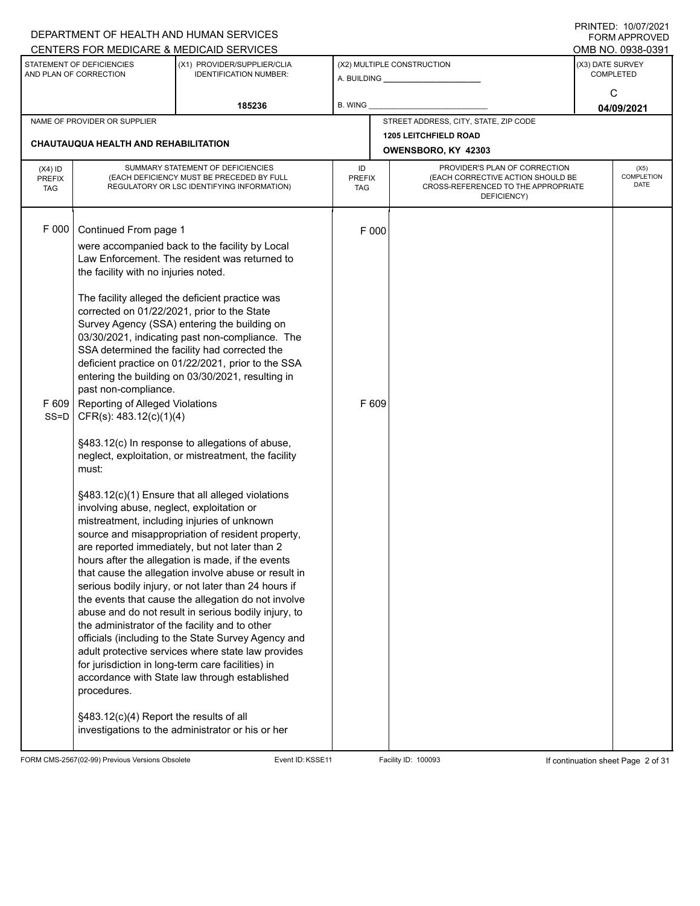DEPARTMENT OF HEALTH AND HUMAN SERVICES
CENTERS FOR MEDICARE & MEDICAID SERVICES

PRINTED: 10/07/2021
FORM APPROVED
OMB NO. 0938-0391

| STATEMENT OF DEFICIENCIES AND PLAN OF CORRECTION | (X1) PROVIDER/SUPPLIER/CLIA IDENTIFICATION NUMBER: | (X2) MULTIPLE CONSTRUCTION | (X3) DATE SURVEY COMPLETED |
|---|---|---|---|
| | 185236 | A. BUILDING ______ B. WING ______ | C 04/09/2021 |

| NAME OF PROVIDER OR SUPPLIER | STREET ADDRESS, CITY, STATE, ZIP CODE |
|---|---|
| CHAUTAUQUA HEALTH AND REHABILITATION | 1205 LEITCHFIELD ROAD OWENSBORO, KY 42303 |

| (X4) ID PREFIX TAG | SUMMARY STATEMENT OF DEFICIENCIES (EACH DEFICIENCY MUST BE PRECEDED BY FULL REGULATORY OR LSC IDENTIFYING INFORMATION) | ID PREFIX TAG | PROVIDER'S PLAN OF CORRECTION (EACH CORRECTIVE ACTION SHOULD BE CROSS-REFERENCED TO THE APPROPRIATE DEFICIENCY) | (X5) COMPLETION DATE |
|---|---|---|---|---|
| F 000 | Continued From page 1<br><br>were accompanied back to the facility by Local Law Enforcement. The resident was returned to the facility with no injuries noted.<br><br>The facility alleged the deficient practice was corrected on 01/22/2021, prior to the State Survey Agency (SSA) entering the building on 03/30/2021, indicating past non-compliance. The SSA determined the facility had corrected the deficient practice on 01/22/2021, prior to the SSA entering the building on 03/30/2021, resulting in past non-compliance. | F 000 | | |
| F 609 SS=D | Reporting of Alleged Violations<br>CFR(s): 483.12(c)(1)(4)<br><br>§483.12(c) In response to allegations of abuse, neglect, exploitation, or mistreatment, the facility must:<br><br>§483.12(c)(1) Ensure that all alleged violations involving abuse, neglect, exploitation or mistreatment, including injuries of unknown source and misappropriation of resident property, are reported immediately, but not later than 2 hours after the allegation is made, if the events that cause the allegation involve abuse or result in serious bodily injury, or not later than 24 hours if the events that cause the allegation do not involve abuse and do not result in serious bodily injury, to the administrator of the facility and to other officials (including to the State Survey Agency and adult protective services where state law provides for jurisdiction in long-term care facilities) in accordance with State law through established procedures.<br><br>§483.12(c)(4) Report the results of all investigations to the administrator or his or her | F 609 | | |

FORM CMS-2567(02-99) Previous Versions Obsolete Event ID: KSSE11 Facility ID: 100093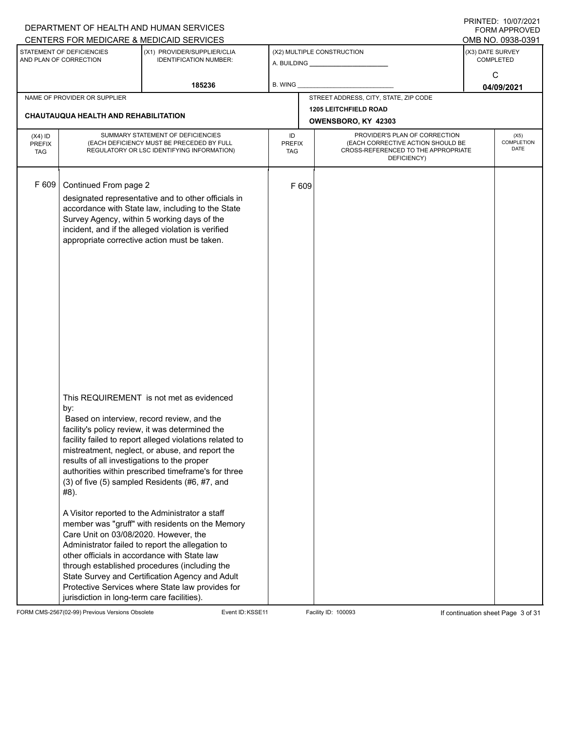DEPARTMENT OF HEALTH AND HUMAN SERVICES
CENTERS FOR MEDICARE & MEDICAID SERVICES

PRINTED: 10/07/2021
FORM APPROVED
OMB NO. 0938-0391

| STATEMENT OF DEFICIENCIES AND PLAN OF CORRECTION | (X1) PROVIDER/SUPPLIER/CLIA IDENTIFICATION NUMBER: | (X2) MULTIPLE CONSTRUCTION | (X3) DATE SURVEY COMPLETED |
|---|---|---|---|
| | 185236 | A. BUILDING ______ B. WING ______ | C 04/09/2021 |

| NAME OF PROVIDER OR SUPPLIER | STREET ADDRESS, CITY, STATE, ZIP CODE |
|---|---|
| CHAUTAUQUA HEALTH AND REHABILITATION | 1205 LEITCHFIELD ROAD OWENSBORO, KY 42303 |

| (X4) ID PREFIX TAG | SUMMARY STATEMENT OF DEFICIENCIES (EACH DEFICIENCY MUST BE PRECEDED BY FULL REGULATORY OR LSC IDENTIFYING INFORMATION) | ID PREFIX TAG | PROVIDER'S PLAN OF CORRECTION (EACH CORRECTIVE ACTION SHOULD BE CROSS-REFERENCED TO THE APPROPRIATE DEFICIENCY) | (X5) COMPLETION DATE |
|---|---|---|---|---|
| F 609 | Continued From page 2<br>designated representative and to other officials in accordance with State law, including to the State Survey Agency, within 5 working days of the incident, and if the alleged violation is verified appropriate corrective action must be taken.<br><br>This REQUIREMENT is not met as evidenced by:<br>Based on interview, record review, and the facility's policy review, it was determined the facility failed to report alleged violations related to mistreatment, neglect, or abuse, and report the results of all investigations to the proper authorities within prescribed timeframe's for three (3) of five (5) sampled Residents (#6, #7, and #8).<br><br>A Visitor reported to the Administrator a staff member was "gruff" with residents on the Memory Care Unit on 03/08/2020. However, the Administrator failed to report the allegation to other officials in accordance with State law through established procedures (including the State Survey and Certification Agency and Adult Protective Services where State law provides for jurisdiction in long-term care facilities). | F 609 | | |

FORM CMS-2567(02-99) Previous Versions Obsolete Event ID: KSSE11 Facility ID: 100093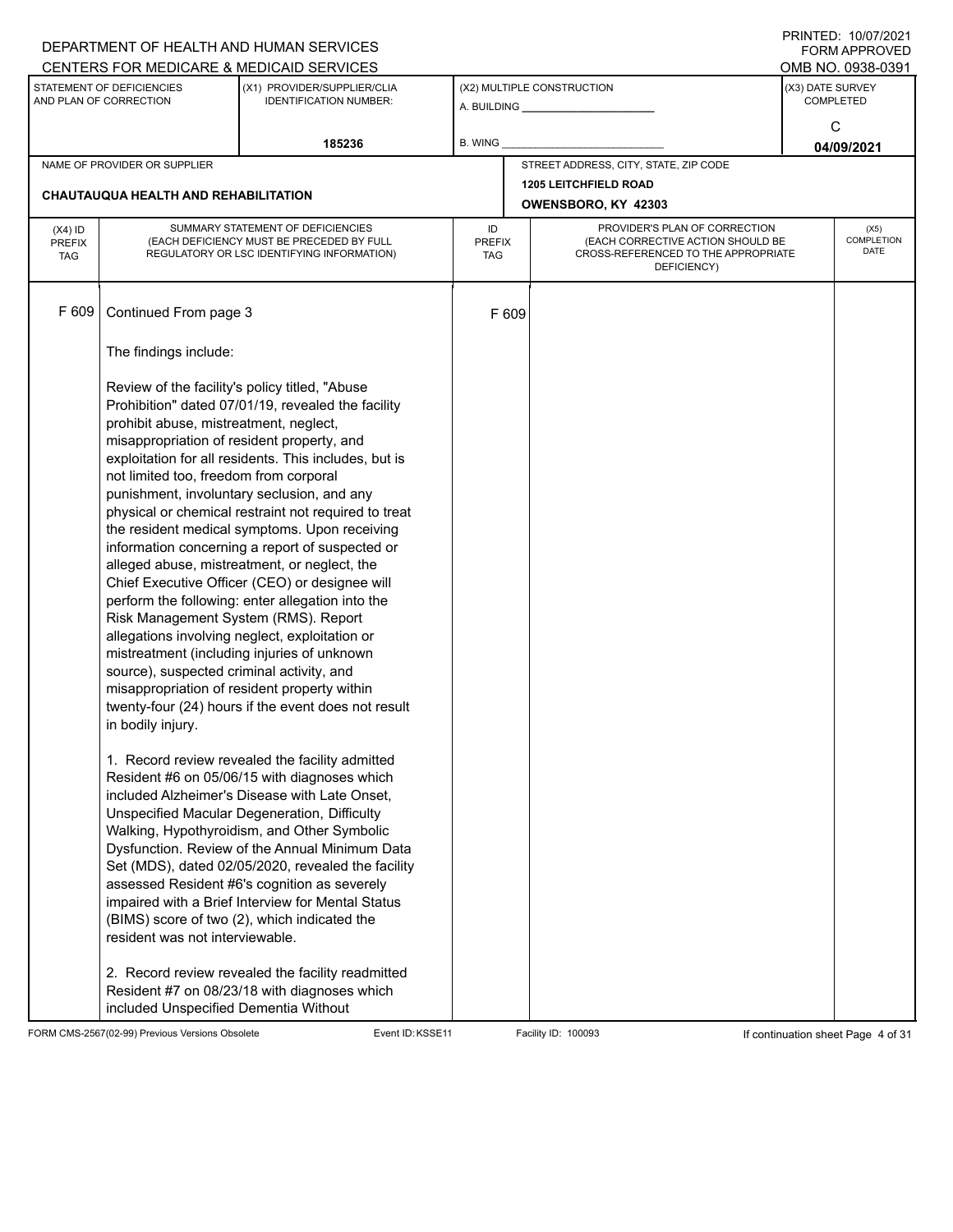DEPARTMENT OF HEALTH AND HUMAN SERVICES
CENTERS FOR MEDICARE & MEDICAID SERVICES

PRINTED: 10/07/2021
FORM APPROVED
OMB NO. 0938-0391

| STATEMENT OF DEFICIENCIES AND PLAN OF CORRECTION | (X1) PROVIDER/SUPPLIER/CLIA IDENTIFICATION NUMBER: | (X2) MULTIPLE CONSTRUCTION | (X3) DATE SURVEY COMPLETED |
|---|---|---|---|
| | 185236 | A. BUILDING ______ B. WING ______ | C 04/09/2021 |

| NAME OF PROVIDER OR SUPPLIER | STREET ADDRESS, CITY, STATE, ZIP CODE |
|---|---|
| CHAUTAUQUA HEALTH AND REHABILITATION | 1205 LEITCHFIELD ROAD OWENSBORO, KY 42303 |

| (X4) ID PREFIX TAG | SUMMARY STATEMENT OF DEFICIENCIES (EACH DEFICIENCY MUST BE PRECEDED BY FULL REGULATORY OR LSC IDENTIFYING INFORMATION) | ID PREFIX TAG | PROVIDER'S PLAN OF CORRECTION (EACH CORRECTIVE ACTION SHOULD BE CROSS-REFERENCED TO THE APPROPRIATE DEFICIENCY) | (X5) COMPLETION DATE |
|---|---|---|---|---|
| F 609 | Continued From page 3 | F 609 | | |

The findings include:

Review of the facility's policy titled, "Abuse Prohibition" dated 07/01/19, revealed the facility prohibit abuse, mistreatment, neglect, misappropriation of resident property, and exploitation for all residents. This includes, but is not limited too, freedom from corporal punishment, involuntary seclusion, and any physical or chemical restraint not required to treat the resident medical symptoms. Upon receiving information concerning a report of suspected or alleged abuse, mistreatment, or neglect, the Chief Executive Officer (CEO) or designee will perform the following: enter allegation into the Risk Management System (RMS). Report allegations involving neglect, exploitation or mistreatment (including injuries of unknown source), suspected criminal activity, and misappropriation of resident property within twenty-four (24) hours if the event does not result in bodily injury.

1. Record review revealed the facility admitted Resident #6 on 05/06/15 with diagnoses which included Alzheimer's Disease with Late Onset, Unspecified Macular Degeneration, Difficulty Walking, Hypothyroidism, and Other Symbolic Dysfunction. Review of the Annual Minimum Data Set (MDS), dated 02/05/2020, revealed the facility assessed Resident #6's cognition as severely impaired with a Brief Interview for Mental Status (BIMS) score of two (2), which indicated the resident was not interviewable.

2. Record review revealed the facility readmitted Resident #7 on 08/23/18 with diagnoses which included Unspecified Dementia Without

FORM CMS-2567(02-99) Previous Versions Obsolete Event ID: KSSE11 Facility ID: 100093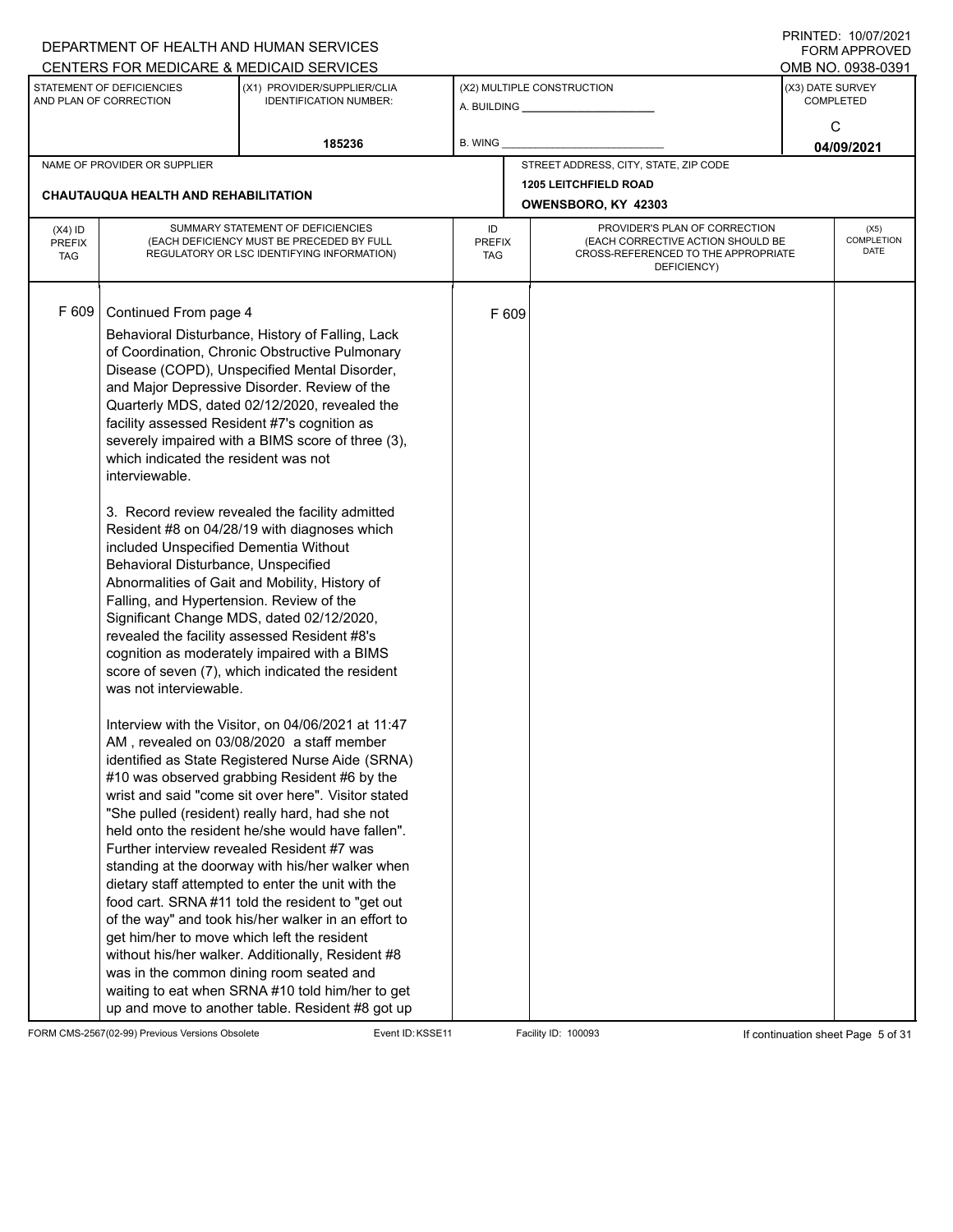DEPARTMENT OF HEALTH AND HUMAN SERVICES
CENTERS FOR MEDICARE & MEDICAID SERVICES

PRINTED: 10/07/2021
FORM APPROVED
OMB NO. 0938-0391

| STATEMENT OF DEFICIENCIES AND PLAN OF CORRECTION | (X1) PROVIDER/SUPPLIER/CLIA IDENTIFICATION NUMBER: | (X2) MULTIPLE CONSTRUCTION | (X3) DATE SURVEY COMPLETED |
|---|---|---|---|
| | 185236 | A. BUILDING ______ B. WING ______ | C 04/09/2021 |

| NAME OF PROVIDER OR SUPPLIER | STREET ADDRESS, CITY, STATE, ZIP CODE |
|---|---|
| CHAUTAUQUA HEALTH AND REHABILITATION | 1205 LEITCHFIELD ROAD OWENSBORO, KY 42303 |

| (X4) ID PREFIX TAG | SUMMARY STATEMENT OF DEFICIENCIES (EACH DEFICIENCY MUST BE PRECEDED BY FULL REGULATORY OR LSC IDENTIFYING INFORMATION) | ID PREFIX TAG | PROVIDER'S PLAN OF CORRECTION (EACH CORRECTIVE ACTION SHOULD BE CROSS-REFERENCED TO THE APPROPRIATE DEFICIENCY) | (X5) COMPLETION DATE |
|---|---|---|---|---|
| F 609 | Continued From page 4 | F 609 | | |

Behavioral Disturbance, History of Falling, Lack of Coordination, Chronic Obstructive Pulmonary Disease (COPD), Unspecified Mental Disorder, and Major Depressive Disorder. Review of the Quarterly MDS, dated 02/12/2020, revealed the facility assessed Resident #7's cognition as severely impaired with a BIMS score of three (3), which indicated the resident was not interviewable.

3. Record review revealed the facility admitted Resident #8 on 04/28/19 with diagnoses which included Unspecified Dementia Without Behavioral Disturbance, Unspecified Abnormalities of Gait and Mobility, History of Falling, and Hypertension. Review of the Significant Change MDS, dated 02/12/2020, revealed the facility assessed Resident #8's cognition as moderately impaired with a BIMS score of seven (7), which indicated the resident was not interviewable.

Interview with the Visitor, on 04/06/2021 at 11:47 AM , revealed on 03/08/2020 a staff member identified as State Registered Nurse Aide (SRNA) #10 was observed grabbing Resident #6 by the wrist and said "come sit over here". Visitor stated "She pulled (resident) really hard, had she not held onto the resident he/she would have fallen". Further interview revealed Resident #7 was standing at the doorway with his/her walker when dietary staff attempted to enter the unit with the food cart. SRNA #11 told the resident to "get out of the way" and took his/her walker in an effort to get him/her to move which left the resident without his/her walker. Additionally, Resident #8 was in the common dining room seated and waiting to eat when SRNA #10 told him/her to get up and move to another table. Resident #8 got up

FORM CMS-2567(02-99) Previous Versions Obsolete | Event ID: KSSE11 | Facility ID: 100093 | If continuation sheet Page 5 of 31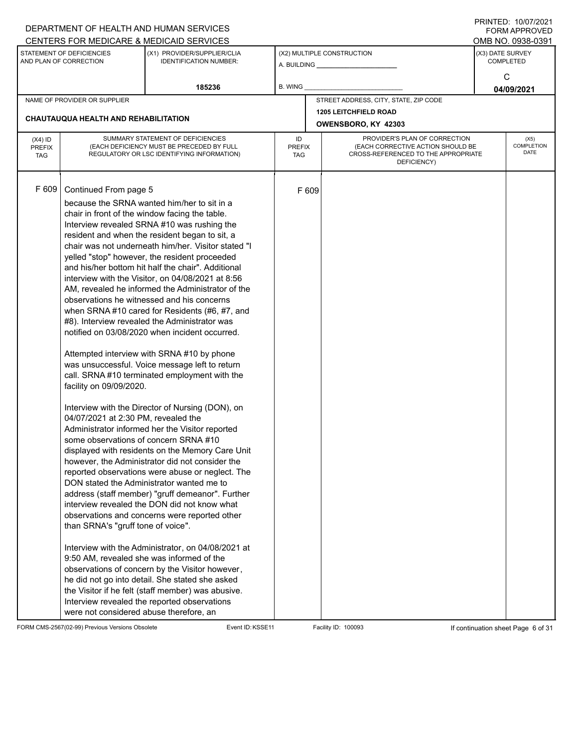DEPARTMENT OF HEALTH AND HUMAN SERVICES
CENTERS FOR MEDICARE & MEDICAID SERVICES

PRINTED: 10/07/2021
FORM APPROVED
OMB NO. 0938-0391

| STATEMENT OF DEFICIENCIES AND PLAN OF CORRECTION | (X1) PROVIDER/SUPPLIER/CLIA IDENTIFICATION NUMBER: | (X2) MULTIPLE CONSTRUCTION | (X3) DATE SURVEY COMPLETED |
|---|---|---|---|
| | 185236 | A. BUILDING ___ B. WING ___ | C 04/09/2021 |

| NAME OF PROVIDER OR SUPPLIER | STREET ADDRESS, CITY, STATE, ZIP CODE |
|---|---|
| CHAUTAUQUA HEALTH AND REHABILITATION | 1205 LEITCHFIELD ROAD OWENSBORO, KY 42303 |

| (X4) ID PREFIX TAG | SUMMARY STATEMENT OF DEFICIENCIES (EACH DEFICIENCY MUST BE PRECEDED BY FULL REGULATORY OR LSC IDENTIFYING INFORMATION) | ID PREFIX TAG | PROVIDER'S PLAN OF CORRECTION (EACH CORRECTIVE ACTION SHOULD BE CROSS-REFERENCED TO THE APPROPRIATE DEFICIENCY) | (X5) COMPLETION DATE |
|---|---|---|---|---|
| F 609 | Continued From page 5 | F 609 | | |

because the SRNA wanted him/her to sit in a chair in front of the window facing the table. Interview revealed SRNA #10 was rushing the resident and when the resident began to sit, a chair was not underneath him/her. Visitor stated "I yelled "stop" however, the resident proceeded and his/her bottom hit half the chair". Additional interview with the Visitor, on 04/08/2021 at 8:56 AM, revealed he informed the Administrator of the observations he witnessed and his concerns when SRNA #10 cared for Residents (#6, #7, and #8). Interview revealed the Administrator was notified on 03/08/2020 when incident occurred.

Attempted interview with SRNA #10 by phone was unsuccessful. Voice message left to return call. SRNA #10 terminated employment with the facility on 09/09/2020.

Interview with the Director of Nursing (DON), on 04/07/2021 at 2:30 PM, revealed the Administrator informed her the Visitor reported some observations of concern SRNA #10 displayed with residents on the Memory Care Unit however, the Administrator did not consider the reported observations were abuse or neglect. The DON stated the Administrator wanted me to address (staff member) "gruff demeanor". Further interview revealed the DON did not know what observations and concerns were reported other than SRNA's "gruff tone of voice".

Interview with the Administrator, on 04/08/2021 at 9:50 AM, revealed she was informed of the observations of concern by the Visitor however, he did not go into detail. She stated she asked the Visitor if he felt (staff member) was abusive. Interview revealed the reported observations were not considered abuse therefore, an

FORM CMS-2567(02-99) Previous Versions Obsolete Event ID: KSSE11 Facility ID: 100093 If continuation sheet Page 6 of 31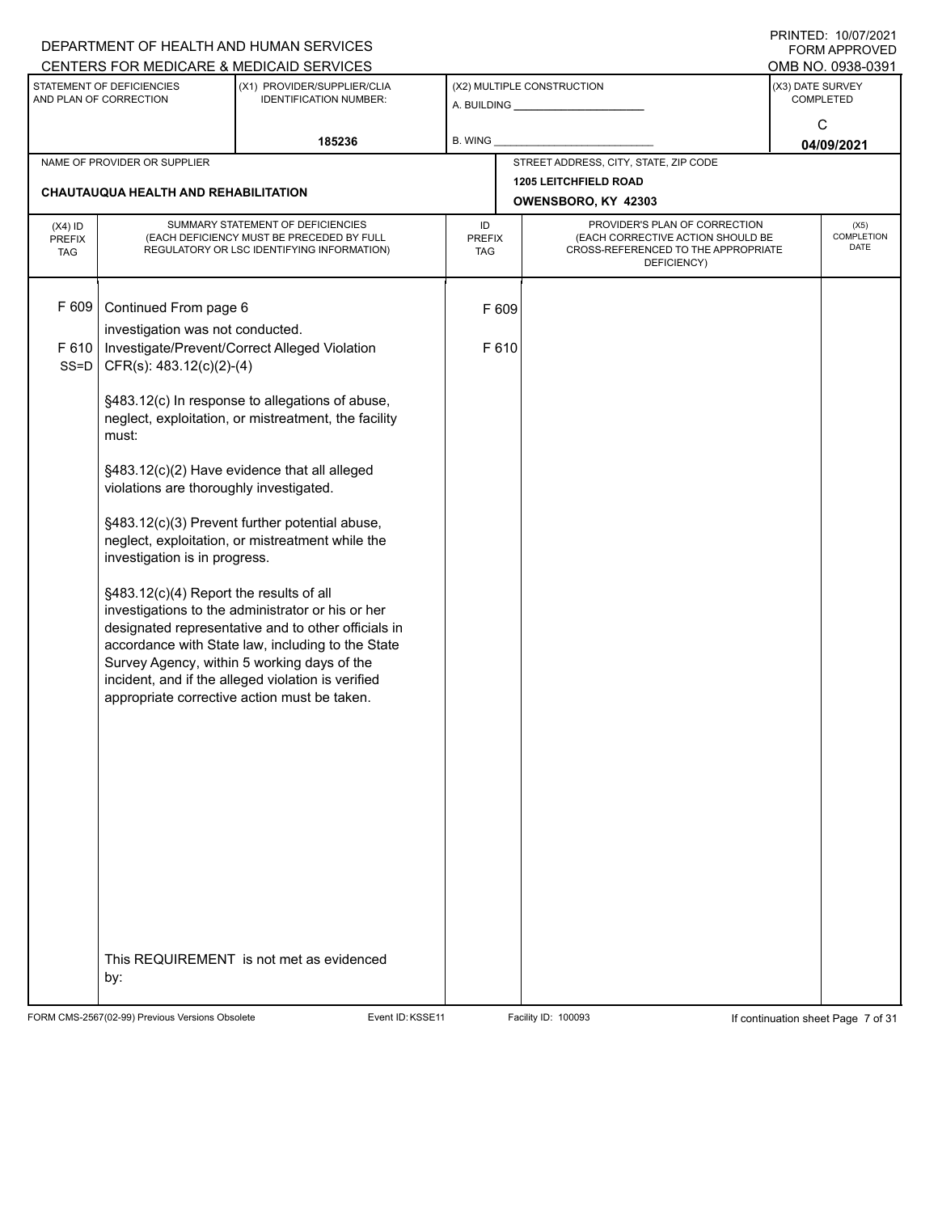DEPARTMENT OF HEALTH AND HUMAN SERVICES
CENTERS FOR MEDICARE & MEDICAID SERVICES

PRINTED: 10/07/2021
FORM APPROVED
OMB NO. 0938-0391

| STATEMENT OF DEFICIENCIES AND PLAN OF CORRECTION | (X1) PROVIDER/SUPPLIER/CLIA IDENTIFICATION NUMBER: | (X2) MULTIPLE CONSTRUCTION | (X3) DATE SURVEY COMPLETED |
|---|---|---|---|
| | 185236 | A. BUILDING ______ B. WING ______ | C 04/09/2021 |

| NAME OF PROVIDER OR SUPPLIER | STREET ADDRESS, CITY, STATE, ZIP CODE |
|---|---|
| CHAUTAUQUA HEALTH AND REHABILITATION | 1205 LEITCHFIELD ROAD OWENSBORO, KY 42303 |

| (X4) ID PREFIX TAG | SUMMARY STATEMENT OF DEFICIENCIES (EACH DEFICIENCY MUST BE PRECEDED BY FULL REGULATORY OR LSC IDENTIFYING INFORMATION) | ID PREFIX TAG | PROVIDER'S PLAN OF CORRECTION (EACH CORRECTIVE ACTION SHOULD BE CROSS-REFERENCED TO THE APPROPRIATE DEFICIENCY) | (X5) COMPLETION DATE |
|---|---|---|---|---|
| F 609 | Continued From page 6<br>investigation was not conducted. | F 609 | | |
| F 610 SS=D | Investigate/Prevent/Correct Alleged Violation<br>CFR(s): 483.12(c)(2)-(4)<br><br>§483.12(c) In response to allegations of abuse, neglect, exploitation, or mistreatment, the facility must:<br><br>§483.12(c)(2) Have evidence that all alleged violations are thoroughly investigated.<br><br>§483.12(c)(3) Prevent further potential abuse, neglect, exploitation, or mistreatment while the investigation is in progress.<br><br>§483.12(c)(4) Report the results of all investigations to the administrator or his or her designated representative and to other officials in accordance with State law, including to the State Survey Agency, within 5 working days of the incident, and if the alleged violation is verified appropriate corrective action must be taken.<br><br>This REQUIREMENT is not met as evidenced by: | F 610 | | |

FORM CMS-2567(02-99) Previous Versions Obsolete Event ID: KSSE11 Facility ID: 100093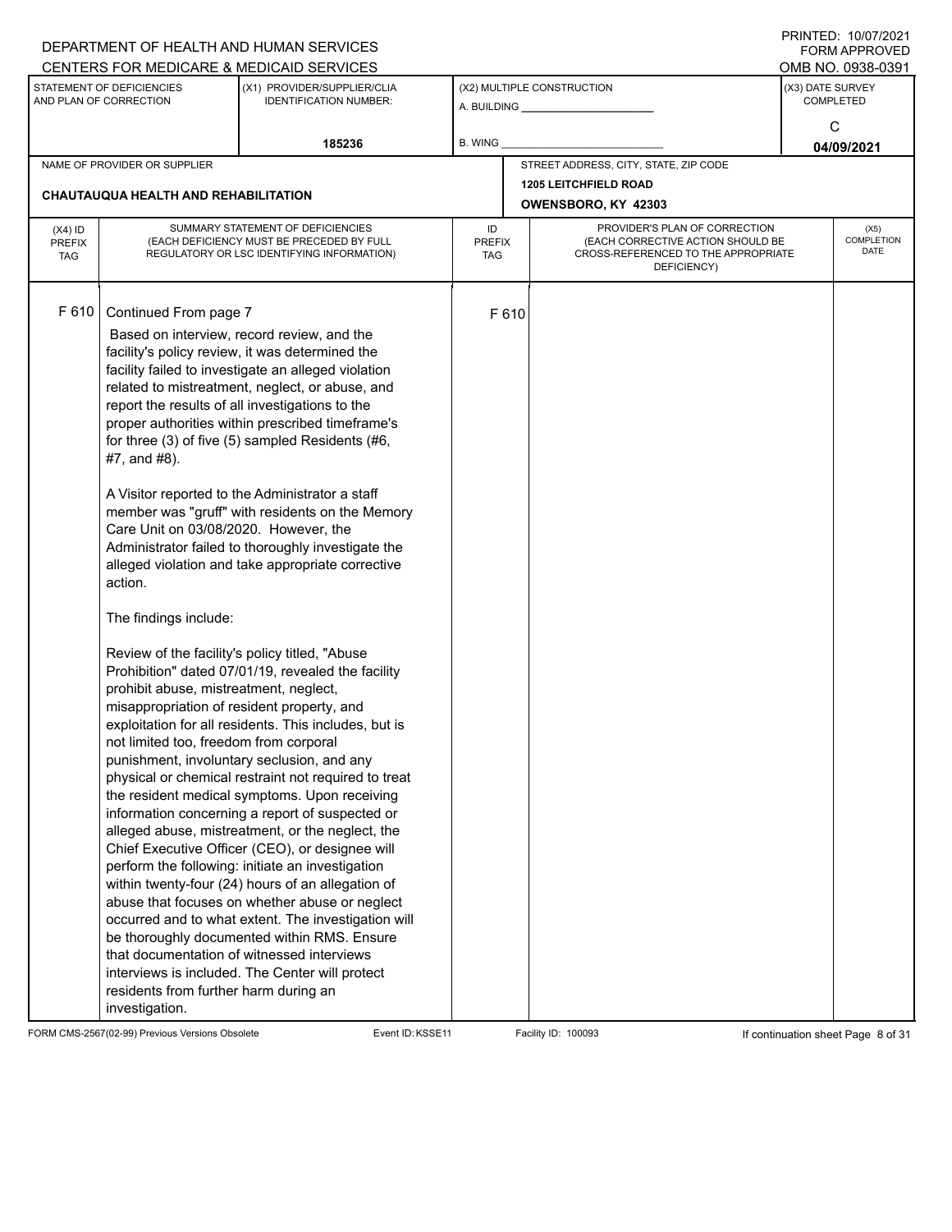DEPARTMENT OF HEALTH AND HUMAN SERVICES
CENTERS FOR MEDICARE & MEDICAID SERVICES

PRINTED: 10/07/2021
FORM APPROVED
OMB NO. 0938-0391

| STATEMENT OF DEFICIENCIES AND PLAN OF CORRECTION | (X1) PROVIDER/SUPPLIER/CLIA IDENTIFICATION NUMBER: | (X2) MULTIPLE CONSTRUCTION | (X3) DATE SURVEY COMPLETED |
|---|---|---|---|
| | 185236 | A. BUILDING ______ B. WING ______ | C 04/09/2021 |

| NAME OF PROVIDER OR SUPPLIER | STREET ADDRESS, CITY, STATE, ZIP CODE |
|---|---|
| CHAUTAUQUA HEALTH AND REHABILITATION | 1205 LEITCHFIELD ROAD OWENSBORO, KY 42303 |

| (X4) ID PREFIX TAG | SUMMARY STATEMENT OF DEFICIENCIES (EACH DEFICIENCY MUST BE PRECEDED BY FULL REGULATORY OR LSC IDENTIFYING INFORMATION) | ID PREFIX TAG | PROVIDER'S PLAN OF CORRECTION (EACH CORRECTIVE ACTION SHOULD BE CROSS-REFERENCED TO THE APPROPRIATE DEFICIENCY) | (X5) COMPLETION DATE |
|---|---|---|---|---|
| F 610 | Continued From page 7 | F 610 | | |

Based on interview, record review, and the facility's policy review, it was determined the facility failed to investigate an alleged violation related to mistreatment, neglect, or abuse, and report the results of all investigations to the proper authorities within prescribed timeframe's for three (3) of five (5) sampled Residents (#6, #7, and #8).

A Visitor reported to the Administrator a staff member was "gruff" with residents on the Memory Care Unit on 03/08/2020. However, the Administrator failed to thoroughly investigate the alleged violation and take appropriate corrective action.

The findings include:

Review of the facility's policy titled, "Abuse Prohibition" dated 07/01/19, revealed the facility prohibit abuse, mistreatment, neglect, misappropriation of resident property, and exploitation for all residents. This includes, but is not limited too, freedom from corporal punishment, involuntary seclusion, and any physical or chemical restraint not required to treat the resident medical symptoms. Upon receiving information concerning a report of suspected or alleged abuse, mistreatment, or the neglect, the Chief Executive Officer (CEO), or designee will perform the following: initiate an investigation within twenty-four (24) hours of an allegation of abuse that focuses on whether abuse or neglect occurred and to what extent. The investigation will be thoroughly documented within RMS. Ensure that documentation of witnessed interviews interviews is included. The Center will protect residents from further harm during an investigation.

FORM CMS-2567(02-99) Previous Versions Obsolete Event ID: KSSE11 Facility ID: 100093 If continuation sheet Page 8 of 31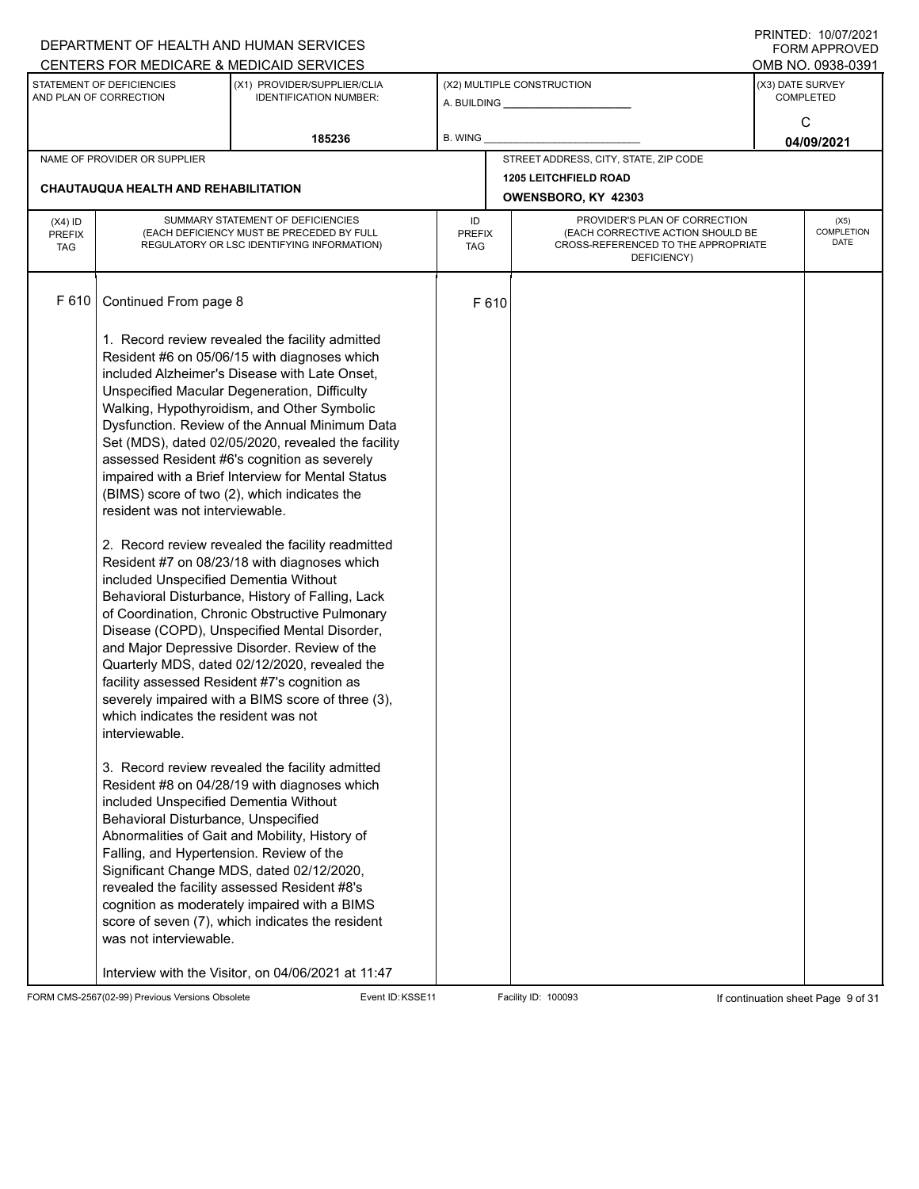DEPARTMENT OF HEALTH AND HUMAN SERVICES
CENTERS FOR MEDICARE & MEDICAID SERVICES

PRINTED: 10/07/2021
FORM APPROVED
OMB NO. 0938-0391

| STATEMENT OF DEFICIENCIES AND PLAN OF CORRECTION | (X1) PROVIDER/SUPPLIER/CLIA IDENTIFICATION NUMBER: | (X2) MULTIPLE CONSTRUCTION | (X3) DATE SURVEY COMPLETED |
|---|---|---|---|
| | 185236 | A. BUILDING ______ B. WING ______ | C 04/09/2021 |

| NAME OF PROVIDER OR SUPPLIER | STREET ADDRESS, CITY, STATE, ZIP CODE |
|---|---|
| CHAUTAUQUA HEALTH AND REHABILITATION | 1205 LEITCHFIELD ROAD OWENSBORO, KY 42303 |

| (X4) ID PREFIX TAG | SUMMARY STATEMENT OF DEFICIENCIES (EACH DEFICIENCY MUST BE PRECEDED BY FULL REGULATORY OR LSC IDENTIFYING INFORMATION) | ID PREFIX TAG | PROVIDER'S PLAN OF CORRECTION (EACH CORRECTIVE ACTION SHOULD BE CROSS-REFERENCED TO THE APPROPRIATE DEFICIENCY) | (X5) COMPLETION DATE |
|---|---|---|---|---|
| F 610 | Continued From page 8 | F 610 | | |

1. Record review revealed the facility admitted Resident #6 on 05/06/15 with diagnoses which included Alzheimer's Disease with Late Onset, Unspecified Macular Degeneration, Difficulty Walking, Hypothyroidism, and Other Symbolic Dysfunction. Review of the Annual Minimum Data Set (MDS), dated 02/05/2020, revealed the facility assessed Resident #6's cognition as severely impaired with a Brief Interview for Mental Status (BIMS) score of two (2), which indicates the resident was not interviewable.

2. Record review revealed the facility readmitted Resident #7 on 08/23/18 with diagnoses which included Unspecified Dementia Without Behavioral Disturbance, History of Falling, Lack of Coordination, Chronic Obstructive Pulmonary Disease (COPD), Unspecified Mental Disorder, and Major Depressive Disorder. Review of the Quarterly MDS, dated 02/12/2020, revealed the facility assessed Resident #7's cognition as severely impaired with a BIMS score of three (3), which indicates the resident was not interviewable.

3. Record review revealed the facility admitted Resident #8 on 04/28/19 with diagnoses which included Unspecified Dementia Without Behavioral Disturbance, Unspecified Abnormalities of Gait and Mobility, History of Falling, and Hypertension. Review of the Significant Change MDS, dated 02/12/2020, revealed the facility assessed Resident #8's cognition as moderately impaired with a BIMS score of seven (7), which indicates the resident was not interviewable.

Interview with the Visitor, on 04/06/2021 at 11:47

FORM CMS-2567(02-99) Previous Versions Obsolete | Event ID: KSSE11 | Facility ID: 100093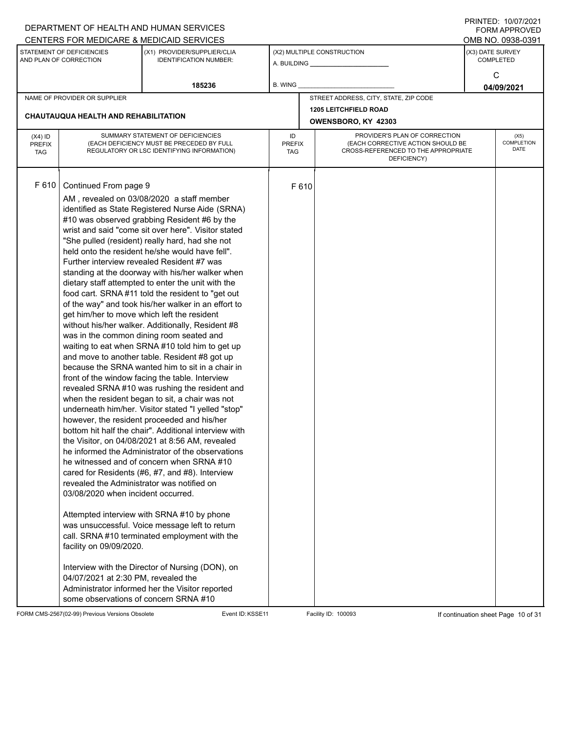DEPARTMENT OF HEALTH AND HUMAN SERVICES
CENTERS FOR MEDICARE & MEDICAID SERVICES

PRINTED: 10/07/2021
FORM APPROVED
OMB NO. 0938-0391

| STATEMENT OF DEFICIENCIES AND PLAN OF CORRECTION | (X1) PROVIDER/SUPPLIER/CLIA IDENTIFICATION NUMBER: | (X2) MULTIPLE CONSTRUCTION | (X3) DATE SURVEY COMPLETED |
|---|---|---|---|
| | 185236 | A. BUILDING ______ B. WING ______ | C 04/09/2021 |

| NAME OF PROVIDER OR SUPPLIER | STREET ADDRESS, CITY, STATE, ZIP CODE |
|---|---|
| CHAUTAUQUA HEALTH AND REHABILITATION | 1205 LEITCHFIELD ROAD OWENSBORO, KY 42303 |

| (X4) ID PREFIX TAG | SUMMARY STATEMENT OF DEFICIENCIES (EACH DEFICIENCY MUST BE PRECEDED BY FULL REGULATORY OR LSC IDENTIFYING INFORMATION) | ID PREFIX TAG | PROVIDER'S PLAN OF CORRECTION (EACH CORRECTIVE ACTION SHOULD BE CROSS-REFERENCED TO THE APPROPRIATE DEFICIENCY) | (X5) COMPLETION DATE |
|---|---|---|---|---|
| F 610 | Continued From page 9 | F 610 | | |

AM , revealed on 03/08/2020 a staff member identified as State Registered Nurse Aide (SRNA) #10 was observed grabbing Resident #6 by the wrist and said "come sit over here". Visitor stated "She pulled (resident) really hard, had she not held onto the resident he/she would have fell". Further interview revealed Resident #7 was standing at the doorway with his/her walker when dietary staff attempted to enter the unit with the food cart. SRNA #11 told the resident to "get out of the way" and took his/her walker in an effort to get him/her to move which left the resident without his/her walker. Additionally, Resident #8 was in the common dining room seated and waiting to eat when SRNA #10 told him to get up and move to another table. Resident #8 got up because the SRNA wanted him to sit in a chair in front of the window facing the table. Interview revealed SRNA #10 was rushing the resident and when the resident began to sit, a chair was not underneath him/her. Visitor stated "I yelled "stop" however, the resident proceeded and his/her bottom hit half the chair". Additional interview with the Visitor, on 04/08/2021 at 8:56 AM, revealed he informed the Administrator of the observations he witnessed and of concern when SRNA #10 cared for Residents (#6, #7, and #8). Interview revealed the Administrator was notified on 03/08/2020 when incident occurred.

Attempted interview with SRNA #10 by phone was unsuccessful. Voice message left to return call. SRNA #10 terminated employment with the facility on 09/09/2020.

Interview with the Director of Nursing (DON), on 04/07/2021 at 2:30 PM, revealed the Administrator informed her the Visitor reported some observations of concern SRNA #10

FORM CMS-2567(02-99) Previous Versions Obsolete Event ID: KSSE11 Facility ID: 100093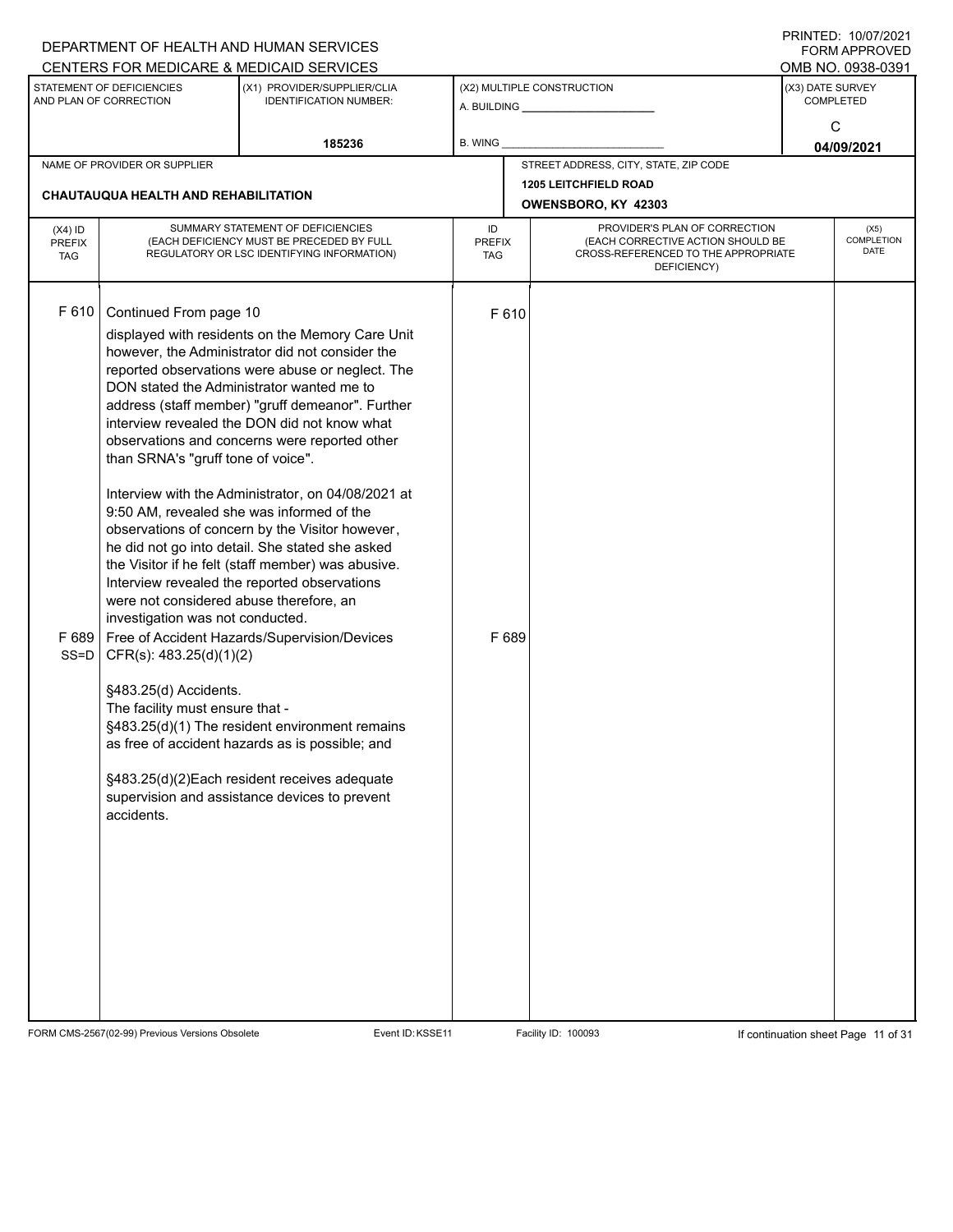DEPARTMENT OF HEALTH AND HUMAN SERVICES
CENTERS FOR MEDICARE & MEDICAID SERVICES

PRINTED: 10/07/2021
FORM APPROVED
OMB NO. 0938-0391

| STATEMENT OF DEFICIENCIES AND PLAN OF CORRECTION | (X1) PROVIDER/SUPPLIER/CLIA IDENTIFICATION NUMBER: | (X2) MULTIPLE CONSTRUCTION | (X3) DATE SURVEY COMPLETED |
|---|---|---|---|
| | 185236 | A. BUILDING ______ B. WING ______ | C 04/09/2021 |

| NAME OF PROVIDER OR SUPPLIER | STREET ADDRESS, CITY, STATE, ZIP CODE |
|---|---|
| CHAUTAUQUA HEALTH AND REHABILITATION | 1205 LEITCHFIELD ROAD OWENSBORO, KY 42303 |

| (X4) ID PREFIX TAG | SUMMARY STATEMENT OF DEFICIENCIES (EACH DEFICIENCY MUST BE PRECEDED BY FULL REGULATORY OR LSC IDENTIFYING INFORMATION) | ID PREFIX TAG | PROVIDER'S PLAN OF CORRECTION (EACH CORRECTIVE ACTION SHOULD BE CROSS-REFERENCED TO THE APPROPRIATE DEFICIENCY) | (X5) COMPLETION DATE |
|---|---|---|---|---|
| F 610 | Continued From page 10<br>displayed with residents on the Memory Care Unit however, the Administrator did not consider the reported observations were abuse or neglect. The DON stated the Administrator wanted me to address (staff member) "gruff demeanor". Further interview revealed the DON did not know what observations and concerns were reported other than SRNA's "gruff tone of voice".<br><br>Interview with the Administrator, on 04/08/2021 at 9:50 AM, revealed she was informed of the observations of concern by the Visitor however, he did not go into detail. She stated she asked the Visitor if he felt (staff member) was abusive. Interview revealed the reported observations were not considered abuse therefore, an investigation was not conducted. | F 610 | | |
| F 689 SS=D | Free of Accident Hazards/Supervision/Devices<br>CFR(s): 483.25(d)(1)(2)<br><br>§483.25(d) Accidents.<br>The facility must ensure that -<br>§483.25(d)(1) The resident environment remains as free of accident hazards as is possible; and<br><br>§483.25(d)(2)Each resident receives adequate supervision and assistance devices to prevent accidents. | F 689 | | |

FORM CMS-2567(02-99) Previous Versions Obsolete Event ID: KSSE11 Facility ID: 100093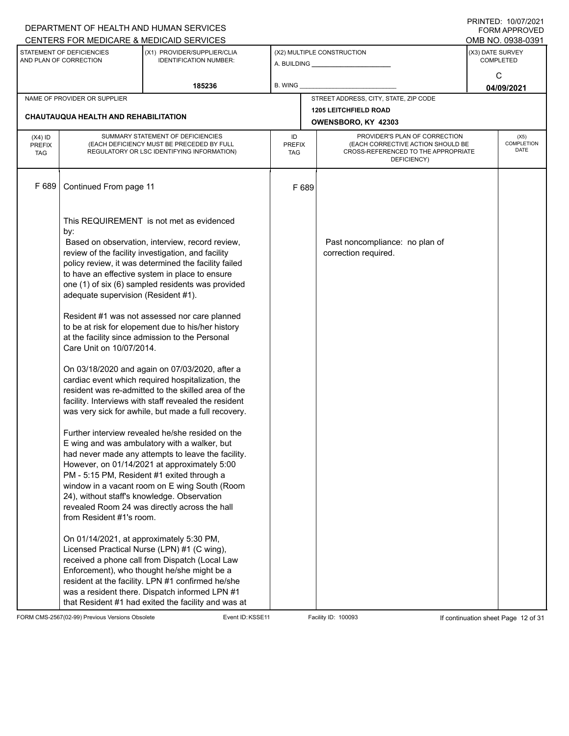DEPARTMENT OF HEALTH AND HUMAN SERVICES
CENTERS FOR MEDICARE & MEDICAID SERVICES

PRINTED: 10/07/2021
FORM APPROVED
OMB NO. 0938-0391

| STATEMENT OF DEFICIENCIES AND PLAN OF CORRECTION | (X1) PROVIDER/SUPPLIER/CLIA IDENTIFICATION NUMBER: | (X2) MULTIPLE CONSTRUCTION | (X3) DATE SURVEY COMPLETED |
|---|---|---|---|
| | 185236 | A. BUILDING ______ B. WING ______ | C 04/09/2021 |

| NAME OF PROVIDER OR SUPPLIER | STREET ADDRESS, CITY, STATE, ZIP CODE |
|---|---|
| CHAUTAUQUA HEALTH AND REHABILITATION | 1205 LEITCHFIELD ROAD OWENSBORO, KY 42303 |

| (X4) ID PREFIX TAG | SUMMARY STATEMENT OF DEFICIENCIES (EACH DEFICIENCY MUST BE PRECEDED BY FULL REGULATORY OR LSC IDENTIFYING INFORMATION) | ID PREFIX TAG | PROVIDER'S PLAN OF CORRECTION (EACH CORRECTIVE ACTION SHOULD BE CROSS-REFERENCED TO THE APPROPRIATE DEFICIENCY) | (X5) COMPLETION DATE |
|---|---|---|---|---|
| F 689 | Continued From page 11 | F 689 | | |

This REQUIREMENT is not met as evidenced by:
Based on observation, interview, record review, review of the facility investigation, and facility policy review, it was determined the facility failed to have an effective system in place to ensure one (1) of six (6) sampled residents was provided adequate supervision (Resident #1).

Past noncompliance: no plan of correction required.

Resident #1 was not assessed nor care planned to be at risk for elopement due to his/her history at the facility since admission to the Personal Care Unit on 10/07/2014.

On 03/18/2020 and again on 07/03/2020, after a cardiac event which required hospitalization, the resident was re-admitted to the skilled area of the facility. Interviews with staff revealed the resident was very sick for awhile, but made a full recovery.

Further interview revealed he/she resided on the E wing and was ambulatory with a walker, but had never made any attempts to leave the facility. However, on 01/14/2021 at approximately 5:00 PM - 5:15 PM, Resident #1 exited through a window in a vacant room on E wing South (Room 24), without staff's knowledge. Observation revealed Room 24 was directly across the hall from Resident #1's room.

On 01/14/2021, at approximately 5:30 PM, Licensed Practical Nurse (LPN) #1 (C wing), received a phone call from Dispatch (Local Law Enforcement), who thought he/she might be a resident at the facility. LPN #1 confirmed he/she was a resident there. Dispatch informed LPN #1 that Resident #1 had exited the facility and was at

FORM CMS-2567(02-99) Previous Versions Obsolete Event ID: KSSE11 Facility ID: 100093 If continuation sheet Page 12 of 31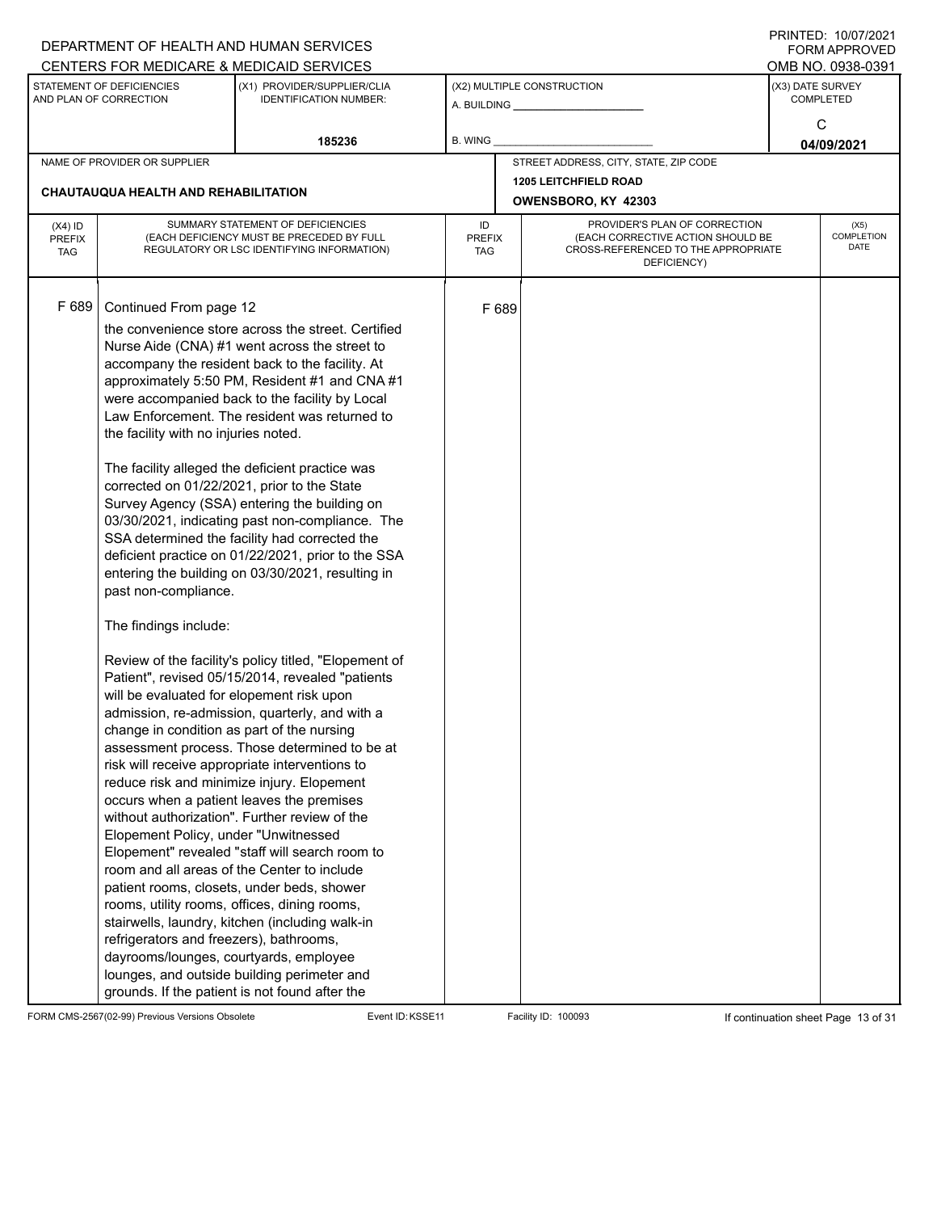DEPARTMENT OF HEALTH AND HUMAN SERVICES
CENTERS FOR MEDICARE & MEDICAID SERVICES

PRINTED: 10/07/2021
FORM APPROVED
OMB NO. 0938-0391

| STATEMENT OF DEFICIENCIES AND PLAN OF CORRECTION | (X1) PROVIDER/SUPPLIER/CLIA IDENTIFICATION NUMBER: | (X2) MULTIPLE CONSTRUCTION | (X3) DATE SURVEY COMPLETED |
|---|---|---|---|
| | 185236 | A. BUILDING ______ B. WING ______ | C 04/09/2021 |

NAME OF PROVIDER OR SUPPLIER: **CHAUTAUQUA HEALTH AND REHABILITATION**

STREET ADDRESS, CITY, STATE, ZIP CODE: **1205 LEITCHFIELD ROAD, OWENSBORO, KY 42303**

| (X4) ID PREFIX TAG | SUMMARY STATEMENT OF DEFICIENCIES (EACH DEFICIENCY MUST BE PRECEDED BY FULL REGULATORY OR LSC IDENTIFYING INFORMATION) | ID PREFIX TAG | PROVIDER'S PLAN OF CORRECTION (EACH CORRECTIVE ACTION SHOULD BE CROSS-REFERENCED TO THE APPROPRIATE DEFICIENCY) | (X5) COMPLETION DATE |
|---|---|---|---|---|
| F 689 | Continued From page 12 | F 689 | | |

the convenience store across the street. Certified Nurse Aide (CNA) #1 went across the street to accompany the resident back to the facility. At approximately 5:50 PM, Resident #1 and CNA #1 were accompanied back to the facility by Local Law Enforcement. The resident was returned to the facility with no injuries noted.

The facility alleged the deficient practice was corrected on 01/22/2021, prior to the State Survey Agency (SSA) entering the building on 03/30/2021, indicating past non-compliance. The SSA determined the facility had corrected the deficient practice on 01/22/2021, prior to the SSA entering the building on 03/30/2021, resulting in past non-compliance.

The findings include:

Review of the facility's policy titled, "Elopement of Patient", revised 05/15/2014, revealed "patients will be evaluated for elopement risk upon admission, re-admission, quarterly, and with a change in condition as part of the nursing assessment process. Those determined to be at risk will receive appropriate interventions to reduce risk and minimize injury. Elopement occurs when a patient leaves the premises without authorization". Further review of the Elopement Policy, under "Unwitnessed Elopement" revealed "staff will search room to room and all areas of the Center to include patient rooms, closets, under beds, shower rooms, utility rooms, offices, dining rooms, stairwells, laundry, kitchen (including walk-in refrigerators and freezers), bathrooms, dayrooms/lounges, courtyards, employee lounges, and outside building perimeter and grounds. If the patient is not found after the

FORM CMS-2567(02-99) Previous Versions Obsolete Event ID: KSSE11 Facility ID: 100093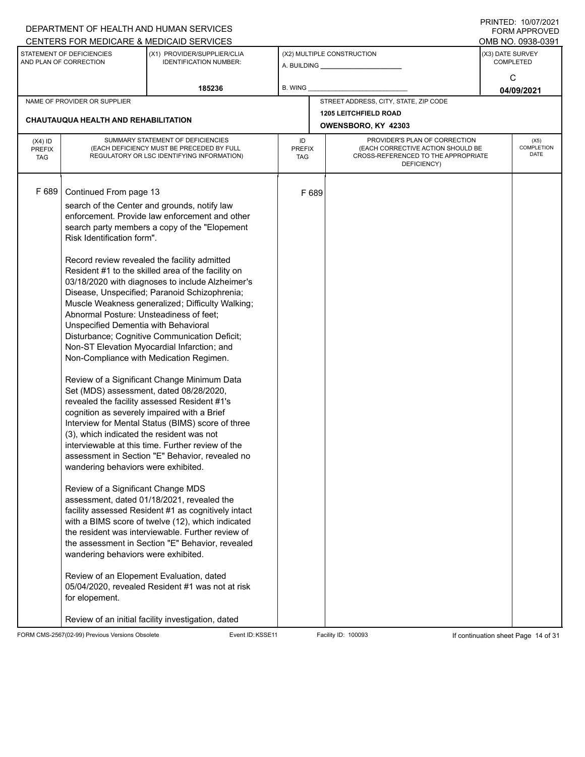DEPARTMENT OF HEALTH AND HUMAN SERVICES
CENTERS FOR MEDICARE & MEDICAID SERVICES

PRINTED: 10/07/2021
FORM APPROVED
OMB NO. 0938-0391

| STATEMENT OF DEFICIENCIES AND PLAN OF CORRECTION | (X1) PROVIDER/SUPPLIER/CLIA IDENTIFICATION NUMBER: | (X2) MULTIPLE CONSTRUCTION | (X3) DATE SURVEY COMPLETED |
|---|---|---|---|
| | 185236 | A. BUILDING ______ B. WING ______ | C 04/09/2021 |

| NAME OF PROVIDER OR SUPPLIER | STREET ADDRESS, CITY, STATE, ZIP CODE |
|---|---|
| CHAUTAUQUA HEALTH AND REHABILITATION | 1205 LEITCHFIELD ROAD OWENSBORO, KY 42303 |

| (X4) ID PREFIX TAG | SUMMARY STATEMENT OF DEFICIENCIES (EACH DEFICIENCY MUST BE PRECEDED BY FULL REGULATORY OR LSC IDENTIFYING INFORMATION) | ID PREFIX TAG | PROVIDER'S PLAN OF CORRECTION (EACH CORRECTIVE ACTION SHOULD BE CROSS-REFERENCED TO THE APPROPRIATE DEFICIENCY) | (X5) COMPLETION DATE |
|---|---|---|---|---|
| F 689 | Continued From page 13 | F 689 | | |

search of the Center and grounds, notify law enforcement. Provide law enforcement and other search party members a copy of the "Elopement Risk Identification form".

Record review revealed the facility admitted Resident #1 to the skilled area of the facility on 03/18/2020 with diagnoses to include Alzheimer's Disease, Unspecified; Paranoid Schizophrenia; Muscle Weakness generalized; Difficulty Walking; Abnormal Posture: Unsteadiness of feet; Unspecified Dementia with Behavioral Disturbance; Cognitive Communication Deficit; Non-ST Elevation Myocardial Infarction; and Non-Compliance with Medication Regimen.

Review of a Significant Change Minimum Data Set (MDS) assessment, dated 08/28/2020, revealed the facility assessed Resident #1's cognition as severely impaired with a Brief Interview for Mental Status (BIMS) score of three (3), which indicated the resident was not interviewable at this time. Further review of the assessment in Section "E" Behavior, revealed no wandering behaviors were exhibited.

Review of a Significant Change MDS assessment, dated 01/18/2021, revealed the facility assessed Resident #1 as cognitively intact with a BIMS score of twelve (12), which indicated the resident was interviewable. Further review of the assessment in Section "E" Behavior, revealed wandering behaviors were exhibited.

Review of an Elopement Evaluation, dated 05/04/2020, revealed Resident #1 was not at risk for elopement.

Review of an initial facility investigation, dated

FORM CMS-2567(02-99) Previous Versions Obsolete Event ID: KSSE11 Facility ID: 100093 If continuation sheet Page 14 of 31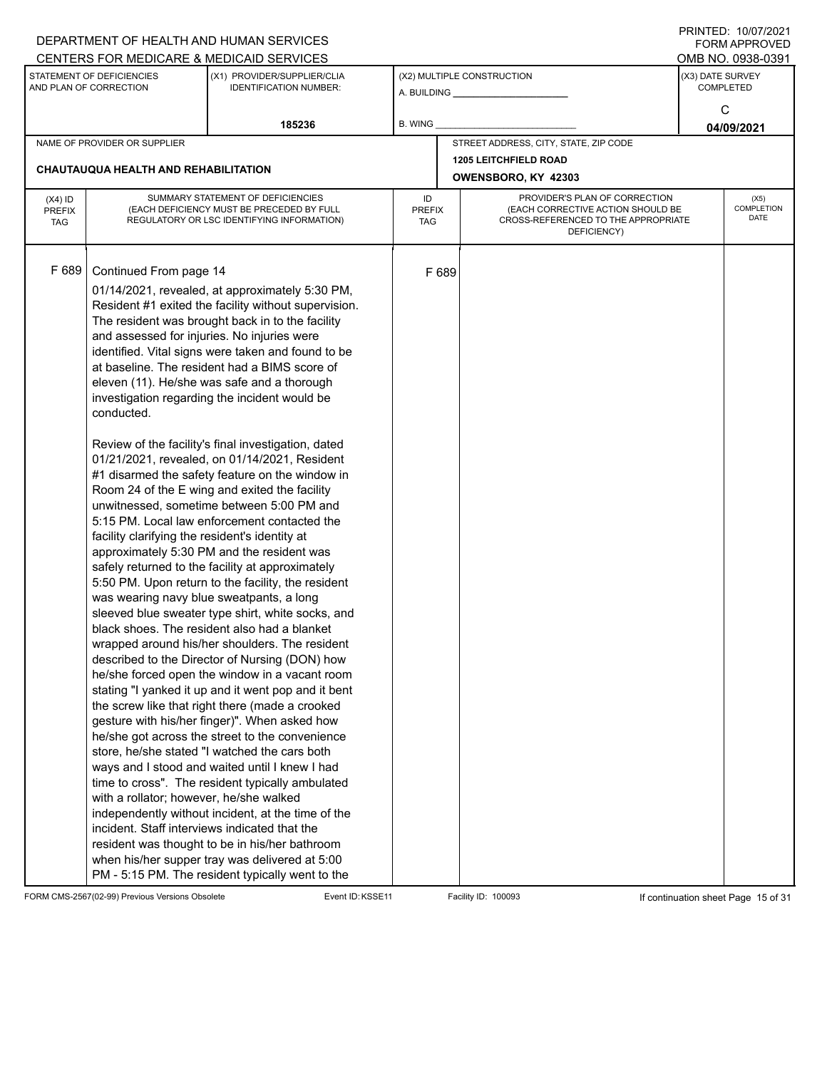| (X4) ID PREFIX TAG | SUMMARY STATEMENT OF DEFICIENCIES (EACH DEFICIENCY MUST BE PRECEDED BY FULL REGULATORY OR LSC IDENTIFYING INFORMATION) | ID PREFIX TAG | PROVIDER'S PLAN OF CORRECTION (EACH CORRECTIVE ACTION SHOULD BE CROSS-REFERENCED TO THE APPROPRIATE DEFICIENCY) | (X5) COMPLETION DATE |
|---|---|---|---|---|
| F 689 | Continued From page 14 | F 689 | | |

01/14/2021, revealed, at approximately 5:30 PM, Resident #1 exited the facility without supervision. The resident was brought back in to the facility and assessed for injuries. No injuries were identified. Vital signs were taken and found to be at baseline. The resident had a BIMS score of eleven (11). He/she was safe and a thorough investigation regarding the incident would be conducted.

Review of the facility's final investigation, dated 01/21/2021, revealed, on 01/14/2021, Resident #1 disarmed the safety feature on the window in Room 24 of the E wing and exited the facility unwitnessed, sometime between 5:00 PM and 5:15 PM. Local law enforcement contacted the facility clarifying the resident's identity at approximately 5:30 PM and the resident was safely returned to the facility at approximately 5:50 PM. Upon return to the facility, the resident was wearing navy blue sweatpants, a long sleeved blue sweater type shirt, white socks, and black shoes. The resident also had a blanket wrapped around his/her shoulders. The resident described to the Director of Nursing (DON) how he/she forced open the window in a vacant room stating "I yanked it up and it went pop and it bent the screw like that right there (made a crooked gesture with his/her finger)". When asked how he/she got across the street to the convenience store, he/she stated "I watched the cars both ways and I stood and waited until I knew I had time to cross". The resident typically ambulated with a rollator; however, he/she walked independently without incident, at the time of the incident. Staff interviews indicated that the resident was thought to be in his/her bathroom when his/her supper tray was delivered at 5:00 PM - 5:15 PM. The resident typically went to the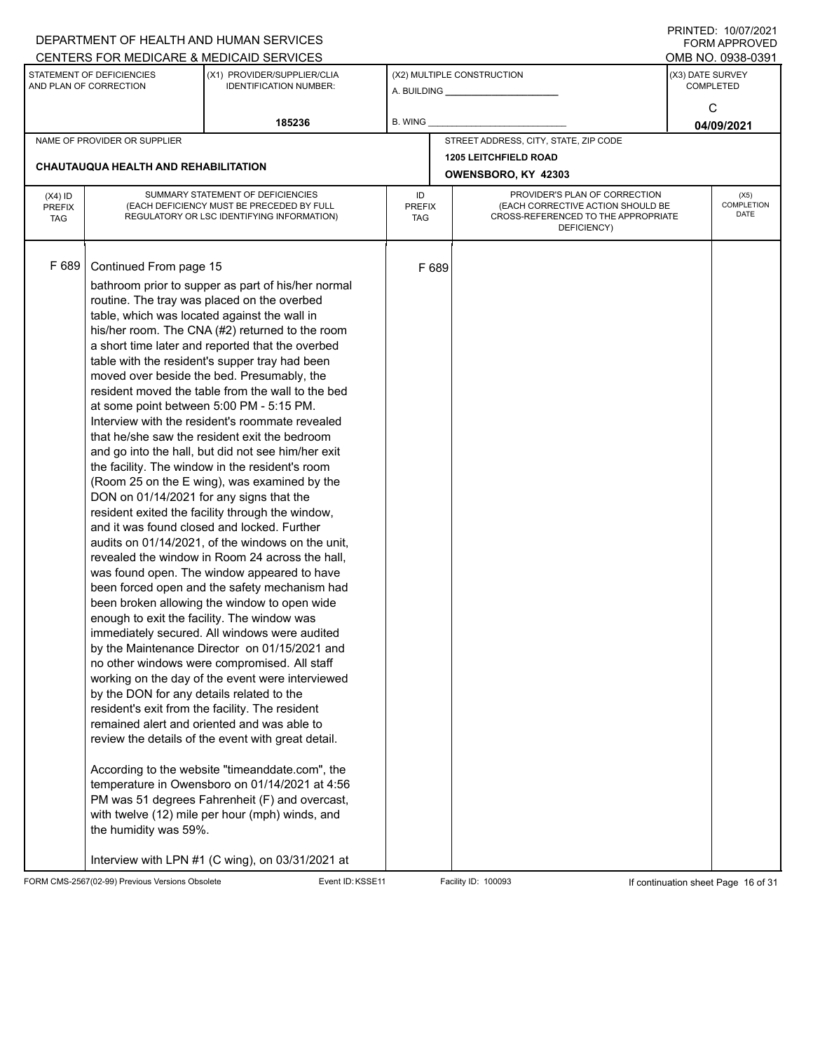DEPARTMENT OF HEALTH AND HUMAN SERVICES
CENTERS FOR MEDICARE & MEDICAID SERVICES

PRINTED: 10/07/2021
FORM APPROVED
OMB NO. 0938-0391

| STATEMENT OF DEFICIENCIES AND PLAN OF CORRECTION | (X1) PROVIDER/SUPPLIER/CLIA IDENTIFICATION NUMBER: | (X2) MULTIPLE CONSTRUCTION | (X3) DATE SURVEY COMPLETED |
|---|---|---|---|
| | 185236 | A. BUILDING ______ B. WING ______ | C 04/09/2021 |

| NAME OF PROVIDER OR SUPPLIER | STREET ADDRESS, CITY, STATE, ZIP CODE |
|---|---|
| CHAUTAUQUA HEALTH AND REHABILITATION | 1205 LEITCHFIELD ROAD OWENSBORO, KY 42303 |

| (X4) ID PREFIX TAG | SUMMARY STATEMENT OF DEFICIENCIES (EACH DEFICIENCY MUST BE PRECEDED BY FULL REGULATORY OR LSC IDENTIFYING INFORMATION) | ID PREFIX TAG | PROVIDER'S PLAN OF CORRECTION (EACH CORRECTIVE ACTION SHOULD BE CROSS-REFERENCED TO THE APPROPRIATE DEFICIENCY) | (X5) COMPLETION DATE |
|---|---|---|---|---|
| F 689 | Continued From page 15 | F 689 | | |

bathroom prior to supper as part of his/her normal routine. The tray was placed on the overbed table, which was located against the wall in his/her room. The CNA (#2) returned to the room a short time later and reported that the overbed table with the resident's supper tray had been moved over beside the bed. Presumably, the resident moved the table from the wall to the bed at some point between 5:00 PM - 5:15 PM. Interview with the resident's roommate revealed that he/she saw the resident exit the bedroom and go into the hall, but did not see him/her exit the facility. The window in the resident's room (Room 25 on the E wing), was examined by the DON on 01/14/2021 for any signs that the resident exited the facility through the window, and it was found closed and locked. Further audits on 01/14/2021, of the windows on the unit, revealed the window in Room 24 across the hall, was found open. The window appeared to have been forced open and the safety mechanism had been broken allowing the window to open wide enough to exit the facility. The window was immediately secured. All windows were audited by the Maintenance Director on 01/15/2021 and no other windows were compromised. All staff working on the day of the event were interviewed by the DON for any details related to the resident's exit from the facility. The resident remained alert and oriented and was able to review the details of the event with great detail.

According to the website "timeanddate.com", the temperature in Owensboro on 01/14/2021 at 4:56 PM was 51 degrees Fahrenheit (F) and overcast, with twelve (12) mile per hour (mph) winds, and the humidity was 59%.

Interview with LPN #1 (C wing), on 03/31/2021 at

FORM CMS-2567(02-99) Previous Versions Obsolete Event ID: KSSE11 Facility ID: 100093 If continuation sheet Page 16 of 31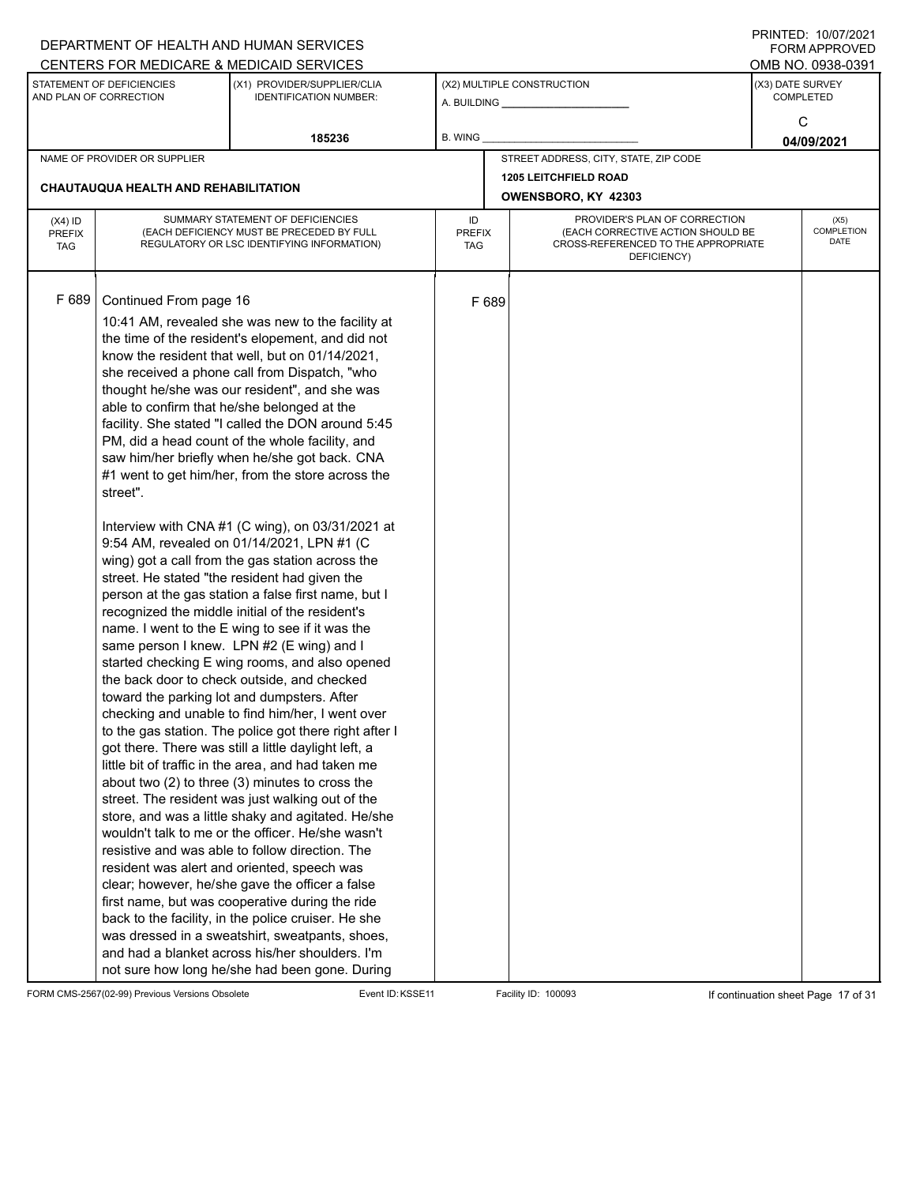DEPARTMENT OF HEALTH AND HUMAN SERVICES
CENTERS FOR MEDICARE & MEDICAID SERVICES

PRINTED: 10/07/2021
FORM APPROVED
OMB NO. 0938-0391

| STATEMENT OF DEFICIENCIES AND PLAN OF CORRECTION | (X1) PROVIDER/SUPPLIER/CLIA IDENTIFICATION NUMBER: | (X2) MULTIPLE CONSTRUCTION | (X3) DATE SURVEY COMPLETED |
|---|---|---|---|
| | 185236 | A. BUILDING ______ B. WING ______ | C 04/09/2021 |

| NAME OF PROVIDER OR SUPPLIER | STREET ADDRESS, CITY, STATE, ZIP CODE |
|---|---|
| CHAUTAUQUA HEALTH AND REHABILITATION | 1205 LEITCHFIELD ROAD OWENSBORO, KY 42303 |

| (X4) ID PREFIX TAG | SUMMARY STATEMENT OF DEFICIENCIES (EACH DEFICIENCY MUST BE PRECEDED BY FULL REGULATORY OR LSC IDENTIFYING INFORMATION) | ID PREFIX TAG | PROVIDER'S PLAN OF CORRECTION (EACH CORRECTIVE ACTION SHOULD BE CROSS-REFERENCED TO THE APPROPRIATE DEFICIENCY) | (X5) COMPLETION DATE |
|---|---|---|---|---|
| F 689 | Continued From page 16 | F 689 | | |

10:41 AM, revealed she was new to the facility at the time of the resident's elopement, and did not know the resident that well, but on 01/14/2021, she received a phone call from Dispatch, "who thought he/she was our resident", and she was able to confirm that he/she belonged at the facility. She stated "I called the DON around 5:45 PM, did a head count of the whole facility, and saw him/her briefly when he/she got back. CNA #1 went to get him/her, from the store across the street".

Interview with CNA #1 (C wing), on 03/31/2021 at 9:54 AM, revealed on 01/14/2021, LPN #1 (C wing) got a call from the gas station across the street. He stated "the resident had given the person at the gas station a false first name, but I recognized the middle initial of the resident's name. I went to the E wing to see if it was the same person I knew. LPN #2 (E wing) and I started checking E wing rooms, and also opened the back door to check outside, and checked toward the parking lot and dumpsters. After checking and unable to find him/her, I went over to the gas station. The police got there right after I got there. There was still a little daylight left, a little bit of traffic in the area, and had taken me about two (2) to three (3) minutes to cross the street. The resident was just walking out of the store, and was a little shaky and agitated. He/she wouldn't talk to me or the officer. He/she wasn't resistive and was able to follow direction. The resident was alert and oriented, speech was clear; however, he/she gave the officer a false first name, but was cooperative during the ride back to the facility, in the police cruiser. He she was dressed in a sweatshirt, sweatpants, shoes, and had a blanket across his/her shoulders. I'm not sure how long he/she had been gone. During

FORM CMS-2567(02-99) Previous Versions Obsolete | Event ID: KSSE11 | Facility ID: 100093 | If continuation sheet Page 17 of 31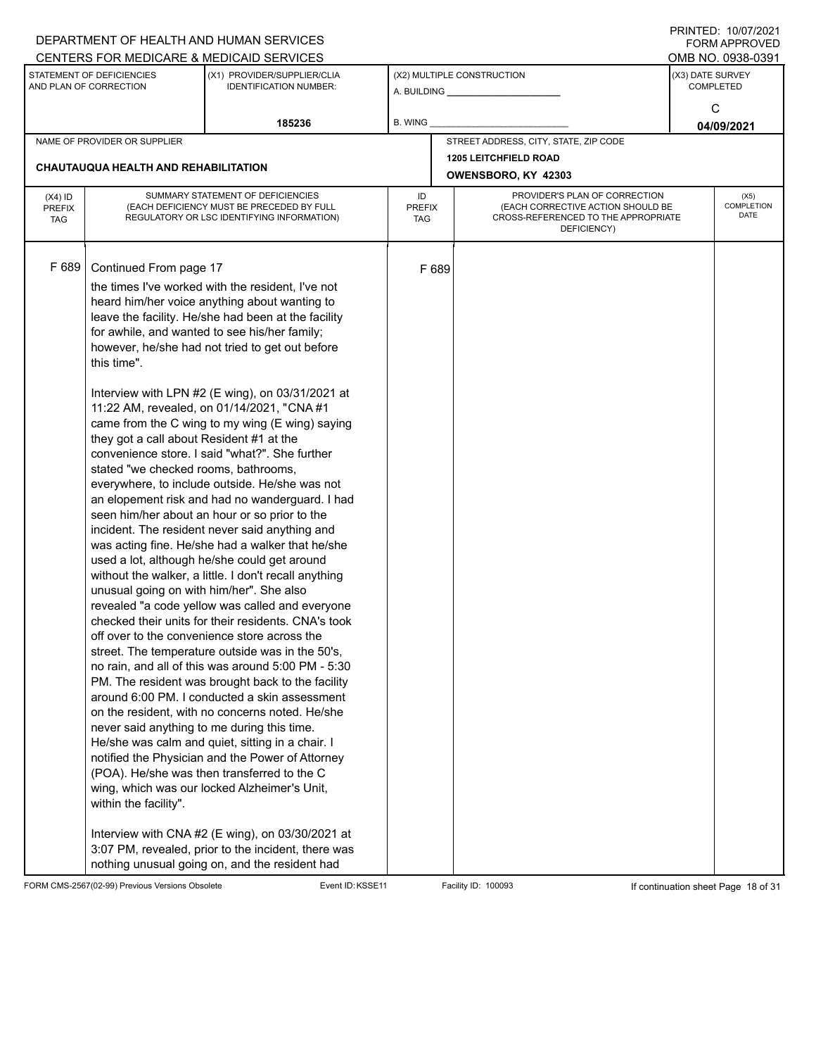DEPARTMENT OF HEALTH AND HUMAN SERVICES
CENTERS FOR MEDICARE & MEDICAID SERVICES

PRINTED: 10/07/2021
FORM APPROVED
OMB NO. 0938-0391

| STATEMENT OF DEFICIENCIES AND PLAN OF CORRECTION | (X1) PROVIDER/SUPPLIER/CLIA IDENTIFICATION NUMBER: | (X2) MULTIPLE CONSTRUCTION | (X3) DATE SURVEY COMPLETED |
|---|---|---|---|
| | 185236 | A. BUILDING ______ B. WING ______ | C 04/09/2021 |

| NAME OF PROVIDER OR SUPPLIER | STREET ADDRESS, CITY, STATE, ZIP CODE |
|---|---|
| CHAUTAUQUA HEALTH AND REHABILITATION | 1205 LEITCHFIELD ROAD OWENSBORO, KY 42303 |

| (X4) ID PREFIX TAG | SUMMARY STATEMENT OF DEFICIENCIES (EACH DEFICIENCY MUST BE PRECEDED BY FULL REGULATORY OR LSC IDENTIFYING INFORMATION) | ID PREFIX TAG | PROVIDER'S PLAN OF CORRECTION (EACH CORRECTIVE ACTION SHOULD BE CROSS-REFERENCED TO THE APPROPRIATE DEFICIENCY) | (X5) COMPLETION DATE |
|---|---|---|---|---|
| F 689 | Continued From page 17 | F 689 | | |

the times I've worked with the resident, I've not heard him/her voice anything about wanting to leave the facility. He/she had been at the facility for awhile, and wanted to see his/her family; however, he/she had not tried to get out before this time".

Interview with LPN #2 (E wing), on 03/31/2021 at 11:22 AM, revealed, on 01/14/2021, "CNA #1 came from the C wing to my wing (E wing) saying they got a call about Resident #1 at the convenience store. I said "what?". She further stated "we checked rooms, bathrooms, everywhere, to include outside. He/she was not an elopement risk and had no wanderguard. I had seen him/her about an hour or so prior to the incident. The resident never said anything and was acting fine. He/she had a walker that he/she used a lot, although he/she could get around without the walker, a little. I don't recall anything unusual going on with him/her". She also revealed "a code yellow was called and everyone checked their units for their residents. CNA's took off over to the convenience store across the street. The temperature outside was in the 50's, no rain, and all of this was around 5:00 PM - 5:30 PM. The resident was brought back to the facility around 6:00 PM. I conducted a skin assessment on the resident, with no concerns noted. He/she never said anything to me during this time. He/she was calm and quiet, sitting in a chair. I notified the Physician and the Power of Attorney (POA). He/she was then transferred to the C wing, which was our locked Alzheimer's Unit, within the facility".

Interview with CNA #2 (E wing), on 03/30/2021 at 3:07 PM, revealed, prior to the incident, there was nothing unusual going on, and the resident had

FORM CMS-2567(02-99) Previous Versions Obsolete Event ID: KSSE11 Facility ID: 100093 If continuation sheet Page 18 of 31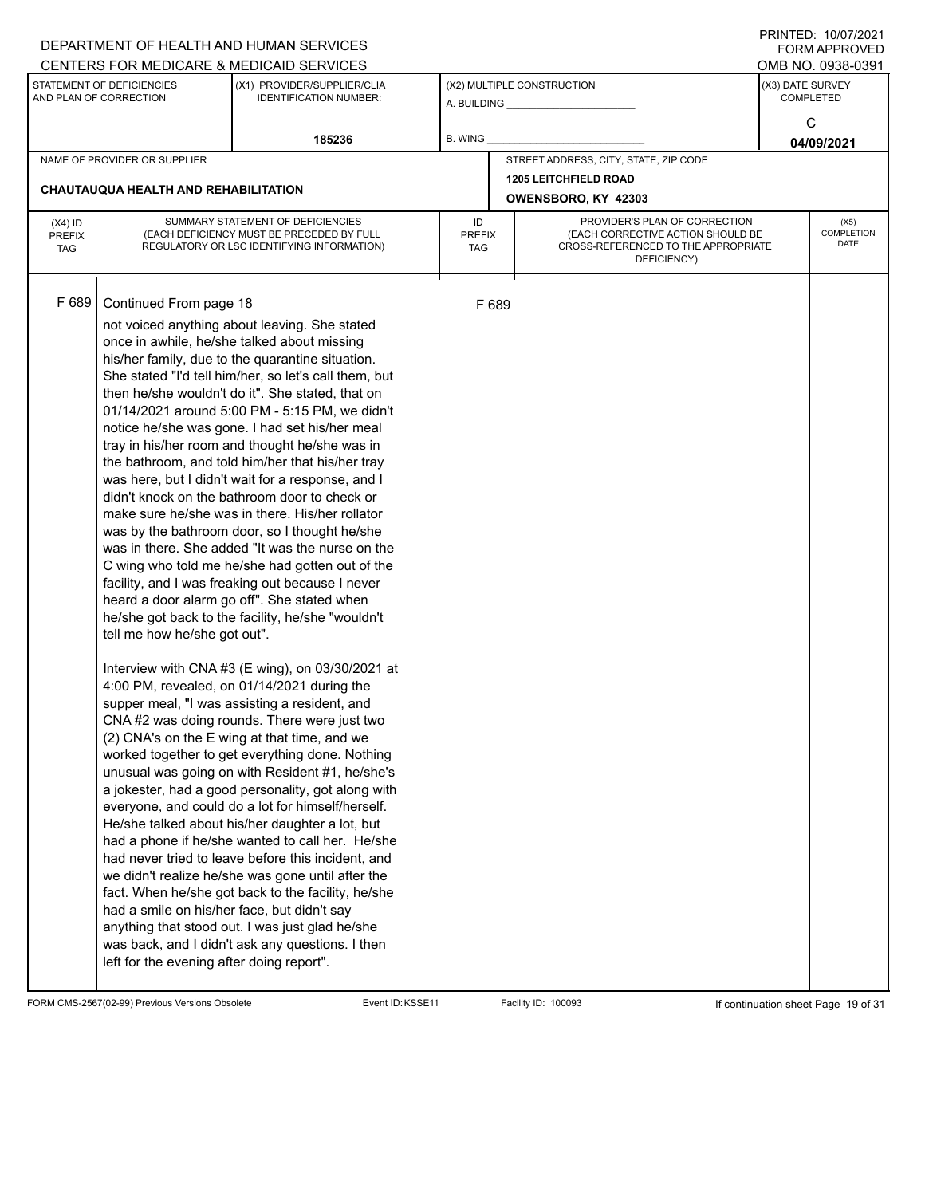DEPARTMENT OF HEALTH AND HUMAN SERVICES
CENTERS FOR MEDICARE & MEDICAID SERVICES

PRINTED: 10/07/2021
FORM APPROVED
OMB NO. 0938-0391

| STATEMENT OF DEFICIENCIES AND PLAN OF CORRECTION | (X1) PROVIDER/SUPPLIER/CLIA IDENTIFICATION NUMBER: | (X2) MULTIPLE CONSTRUCTION | (X3) DATE SURVEY COMPLETED |
|---|---|---|---|
| | 185236 | A. BUILDING ______ B. WING ______ | C 04/09/2021 |

| NAME OF PROVIDER OR SUPPLIER | STREET ADDRESS, CITY, STATE, ZIP CODE |
|---|---|
| CHAUTAUQUA HEALTH AND REHABILITATION | 1205 LEITCHFIELD ROAD OWENSBORO, KY 42303 |

| (X4) ID PREFIX TAG | SUMMARY STATEMENT OF DEFICIENCIES (EACH DEFICIENCY MUST BE PRECEDED BY FULL REGULATORY OR LSC IDENTIFYING INFORMATION) | ID PREFIX TAG | PROVIDER'S PLAN OF CORRECTION (EACH CORRECTIVE ACTION SHOULD BE CROSS-REFERENCED TO THE APPROPRIATE DEFICIENCY) | (X5) COMPLETION DATE |
|---|---|---|---|---|
| F 689 | Continued From page 18<br>not voiced anything about leaving. She stated once in awhile, he/she talked about missing his/her family, due to the quarantine situation. She stated "I'd tell him/her, so let's call them, but then he/she wouldn't do it". She stated, that on 01/14/2021 around 5:00 PM - 5:15 PM, we didn't notice he/she was gone. I had set his/her meal tray in his/her room and thought he/she was in the bathroom, and told him/her that his/her tray was here, but I didn't wait for a response, and I didn't knock on the bathroom door to check or make sure he/she was in there. His/her rollator was by the bathroom door, so I thought he/she was in there. She added "It was the nurse on the C wing who told me he/she had gotten out of the facility, and I was freaking out because I never heard a door alarm go off". She stated when he/she got back to the facility, he/she "wouldn't tell me how he/she got out".<br><br>Interview with CNA #3 (E wing), on 03/30/2021 at 4:00 PM, revealed, on 01/14/2021 during the supper meal, "I was assisting a resident, and CNA #2 was doing rounds. There were just two (2) CNA's on the E wing at that time, and we worked together to get everything done. Nothing unusual was going on with Resident #1, he/she's a jokester, had a good personality, got along with everyone, and could do a lot for himself/herself. He/she talked about his/her daughter a lot, but had a phone if he/she wanted to call her. He/she had never tried to leave before this incident, and we didn't realize he/she was gone until after the fact. When he/she got back to the facility, he/she had a smile on his/her face, but didn't say anything that stood out. I was just glad he/she was back, and I didn't ask any questions. I then left for the evening after doing report". | F 689 | | |

FORM CMS-2567(02-99) Previous Versions Obsolete Event ID: KSSE11 Facility ID: 100093 If continuation sheet Page 19 of 31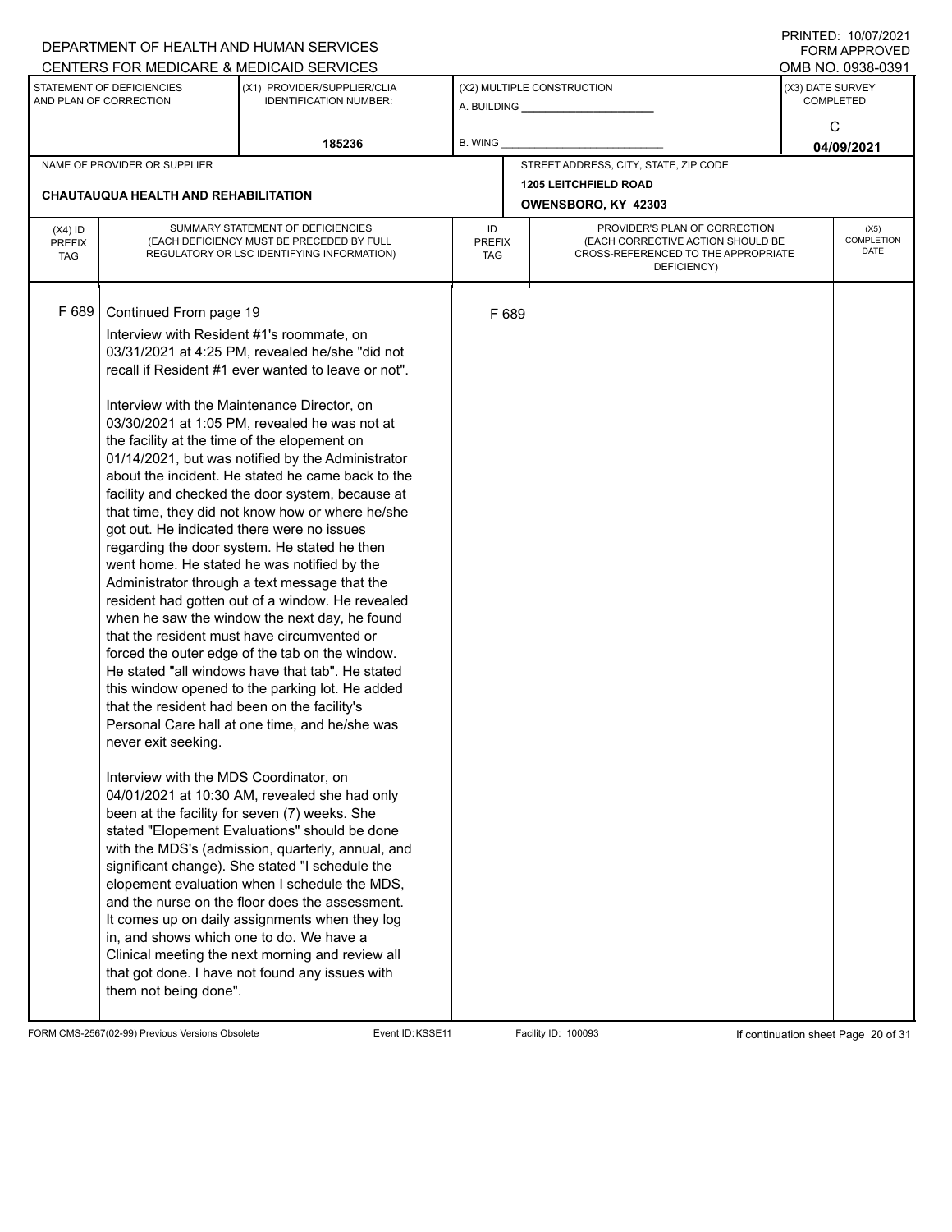DEPARTMENT OF HEALTH AND HUMAN SERVICES
CENTERS FOR MEDICARE & MEDICAID SERVICES

PRINTED: 10/07/2021
FORM APPROVED
OMB NO. 0938-0391

| STATEMENT OF DEFICIENCIES AND PLAN OF CORRECTION | (X1) PROVIDER/SUPPLIER/CLIA IDENTIFICATION NUMBER: | (X2) MULTIPLE CONSTRUCTION | (X3) DATE SURVEY COMPLETED |
|---|---|---|---|
| | 185236 | A. BUILDING ______ B. WING ______ | C 04/09/2021 |

| NAME OF PROVIDER OR SUPPLIER | STREET ADDRESS, CITY, STATE, ZIP CODE |
|---|---|
| CHAUTAUQUA HEALTH AND REHABILITATION | 1205 LEITCHFIELD ROAD OWENSBORO, KY 42303 |

| (X4) ID PREFIX TAG | SUMMARY STATEMENT OF DEFICIENCIES (EACH DEFICIENCY MUST BE PRECEDED BY FULL REGULATORY OR LSC IDENTIFYING INFORMATION) | ID PREFIX TAG | PROVIDER'S PLAN OF CORRECTION (EACH CORRECTIVE ACTION SHOULD BE CROSS-REFERENCED TO THE APPROPRIATE DEFICIENCY) | (X5) COMPLETION DATE |
|---|---|---|---|---|
| F 689 | Continued From page 19 | F 689 | | |

Interview with Resident #1's roommate, on 03/31/2021 at 4:25 PM, revealed he/she "did not recall if Resident #1 ever wanted to leave or not".

Interview with the Maintenance Director, on 03/30/2021 at 1:05 PM, revealed he was not at the facility at the time of the elopement on 01/14/2021, but was notified by the Administrator about the incident. He stated he came back to the facility and checked the door system, because at that time, they did not know how or where he/she got out. He indicated there were no issues regarding the door system. He stated he then went home. He stated he was notified by the Administrator through a text message that the resident had gotten out of a window. He revealed when he saw the window the next day, he found that the resident must have circumvented or forced the outer edge of the tab on the window. He stated "all windows have that tab". He stated this window opened to the parking lot. He added that the resident had been on the facility's Personal Care hall at one time, and he/she was never exit seeking.

Interview with the MDS Coordinator, on 04/01/2021 at 10:30 AM, revealed she had only been at the facility for seven (7) weeks. She stated "Elopement Evaluations" should be done with the MDS's (admission, quarterly, annual, and significant change). She stated "I schedule the elopement evaluation when I schedule the MDS, and the nurse on the floor does the assessment. It comes up on daily assignments when they log in, and shows which one to do. We have a Clinical meeting the next morning and review all that got done. I have not found any issues with them not being done".

FORM CMS-2567(02-99) Previous Versions Obsolete Event ID: KSSE11 Facility ID: 100093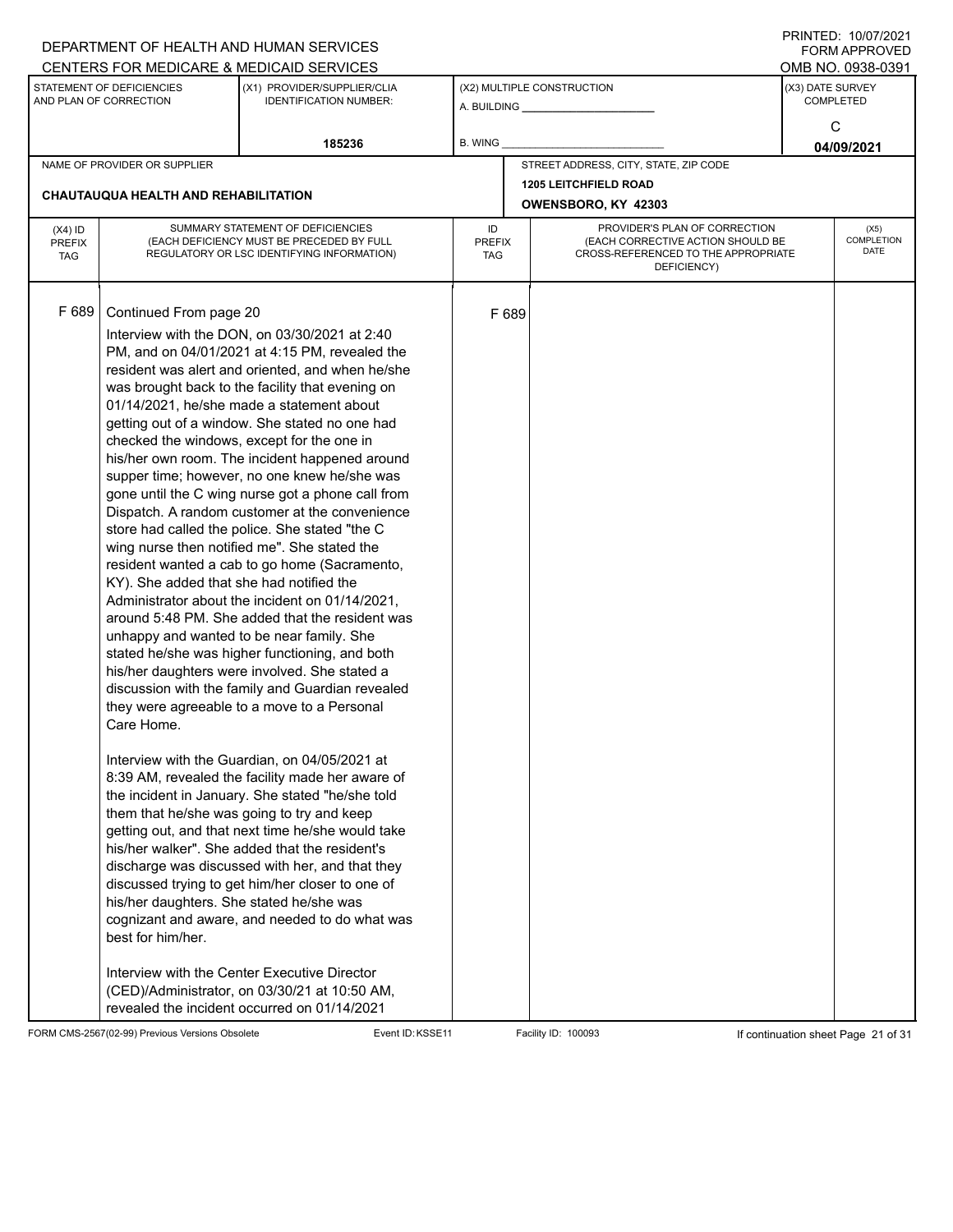DEPARTMENT OF HEALTH AND HUMAN SERVICES
CENTERS FOR MEDICARE & MEDICAID SERVICES

PRINTED: 10/07/2021
FORM APPROVED
OMB NO. 0938-0391

| STATEMENT OF DEFICIENCIES AND PLAN OF CORRECTION | (X1) PROVIDER/SUPPLIER/CLIA IDENTIFICATION NUMBER: | (X2) MULTIPLE CONSTRUCTION | (X3) DATE SURVEY COMPLETED |
|---|---|---|---|
| | 185236 | A. BUILDING ______ B. WING ______ | C 04/09/2021 |

| NAME OF PROVIDER OR SUPPLIER | STREET ADDRESS, CITY, STATE, ZIP CODE |
|---|---|
| CHAUTAUQUA HEALTH AND REHABILITATION | 1205 LEITCHFIELD ROAD OWENSBORO, KY 42303 |

| (X4) ID PREFIX TAG | SUMMARY STATEMENT OF DEFICIENCIES (EACH DEFICIENCY MUST BE PRECEDED BY FULL REGULATORY OR LSC IDENTIFYING INFORMATION) | ID PREFIX TAG | PROVIDER'S PLAN OF CORRECTION (EACH CORRECTIVE ACTION SHOULD BE CROSS-REFERENCED TO THE APPROPRIATE DEFICIENCY) | (X5) COMPLETION DATE |
|---|---|---|---|---|
| F 689 | Continued From page 20 | F 689 | | |

Interview with the DON, on 03/30/2021 at 2:40 PM, and on 04/01/2021 at 4:15 PM, revealed the resident was alert and oriented, and when he/she was brought back to the facility that evening on 01/14/2021, he/she made a statement about getting out of a window. She stated no one had checked the windows, except for the one in his/her own room. The incident happened around supper time; however, no one knew he/she was gone until the C wing nurse got a phone call from Dispatch. A random customer at the convenience store had called the police. She stated "the C wing nurse then notified me". She stated the resident wanted a cab to go home (Sacramento, KY). She added that she had notified the Administrator about the incident on 01/14/2021, around 5:48 PM. She added that the resident was unhappy and wanted to be near family. She stated he/she was higher functioning, and both his/her daughters were involved. She stated a discussion with the family and Guardian revealed they were agreeable to a move to a Personal Care Home.

Interview with the Guardian, on 04/05/2021 at 8:39 AM, revealed the facility made her aware of the incident in January. She stated "he/she told them that he/she was going to try and keep getting out, and that next time he/she would take his/her walker". She added that the resident's discharge was discussed with her, and that they discussed trying to get him/her closer to one of his/her daughters. She stated he/she was cognizant and aware, and needed to do what was best for him/her.

Interview with the Center Executive Director (CED)/Administrator, on 03/30/21 at 10:50 AM, revealed the incident occurred on 01/14/2021

FORM CMS-2567(02-99) Previous Versions Obsolete | Event ID: KSSE11 | Facility ID: 100093 | If continuation sheet Page 21 of 31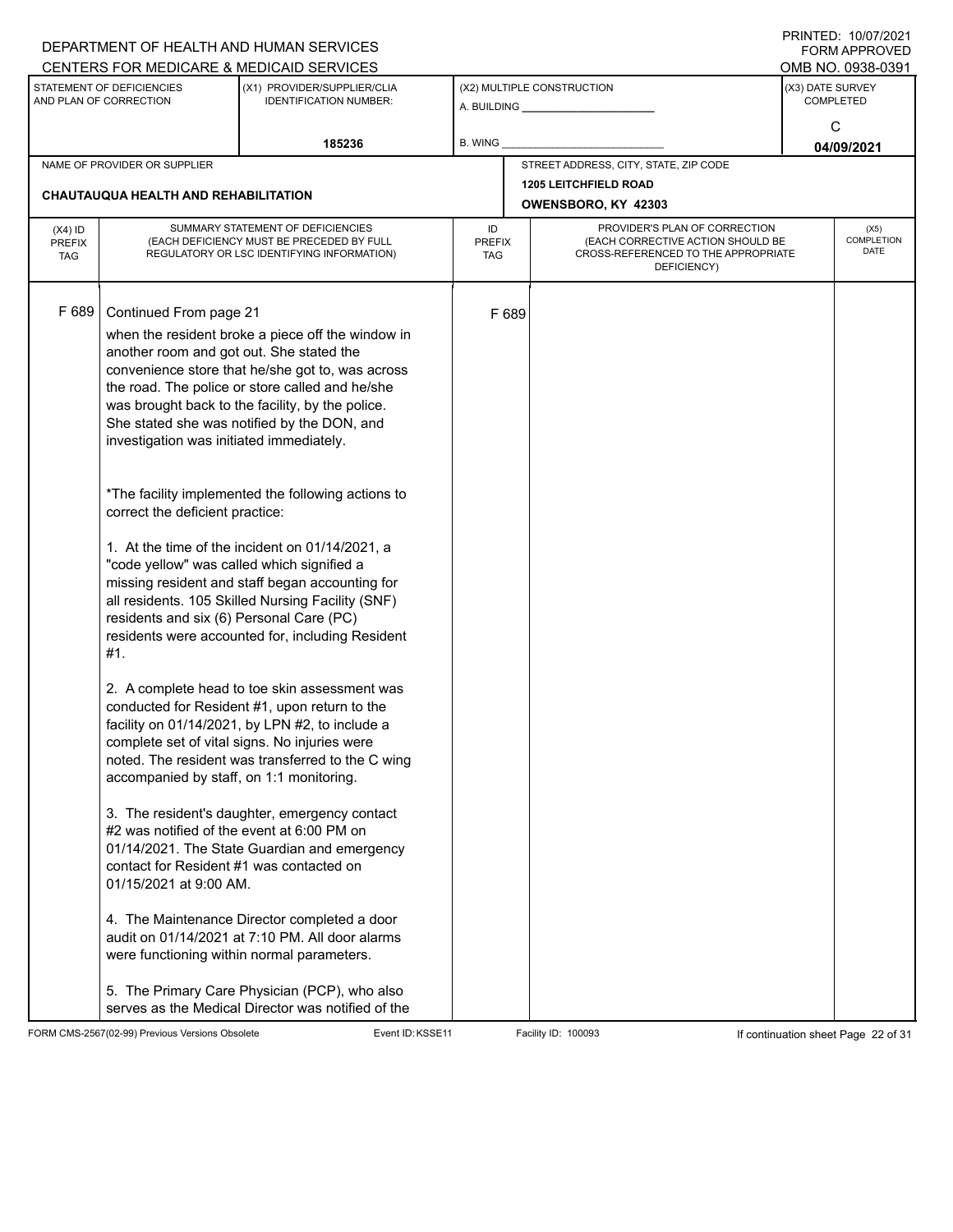DEPARTMENT OF HEALTH AND HUMAN SERVICES
CENTERS FOR MEDICARE & MEDICAID SERVICES

PRINTED: 10/07/2021
FORM APPROVED
OMB NO. 0938-0391

| STATEMENT OF DEFICIENCIES AND PLAN OF CORRECTION | (X1) PROVIDER/SUPPLIER/CLIA IDENTIFICATION NUMBER: | (X2) MULTIPLE CONSTRUCTION | (X3) DATE SURVEY COMPLETED |
|---|---|---|---|
| | 185236 | A. BUILDING ___ B. WING ___ | C 04/09/2021 |

| NAME OF PROVIDER OR SUPPLIER | STREET ADDRESS, CITY, STATE, ZIP CODE |
|---|---|
| CHAUTAUQUA HEALTH AND REHABILITATION | 1205 LEITCHFIELD ROAD OWENSBORO, KY 42303 |

| (X4) ID PREFIX TAG | SUMMARY STATEMENT OF DEFICIENCIES (EACH DEFICIENCY MUST BE PRECEDED BY FULL REGULATORY OR LSC IDENTIFYING INFORMATION) | ID PREFIX TAG | PROVIDER'S PLAN OF CORRECTION (EACH CORRECTIVE ACTION SHOULD BE CROSS-REFERENCED TO THE APPROPRIATE DEFICIENCY) | (X5) COMPLETION DATE |
|---|---|---|---|---|
| F 689 | Continued From page 21 | F 689 | | |

when the resident broke a piece off the window in another room and got out. She stated the convenience store that he/she got to, was across the road. The police or store called and he/she was brought back to the facility, by the police. She stated she was notified by the DON, and investigation was initiated immediately.

*The facility implemented the following actions to correct the deficient practice:

1. At the time of the incident on 01/14/2021, a "code yellow" was called which signified a missing resident and staff began accounting for all residents. 105 Skilled Nursing Facility (SNF) residents and six (6) Personal Care (PC) residents were accounted for, including Resident #1.

2. A complete head to toe skin assessment was conducted for Resident #1, upon return to the facility on 01/14/2021, by LPN #2, to include a complete set of vital signs. No injuries were noted. The resident was transferred to the C wing accompanied by staff, on 1:1 monitoring.

3. The resident's daughter, emergency contact #2 was notified of the event at 6:00 PM on 01/14/2021. The State Guardian and emergency contact for Resident #1 was contacted on 01/15/2021 at 9:00 AM.

4. The Maintenance Director completed a door audit on 01/14/2021 at 7:10 PM. All door alarms were functioning within normal parameters.

5. The Primary Care Physician (PCP), who also serves as the Medical Director was notified of the

FORM CMS-2567(02-99) Previous Versions Obsolete | Event ID: KSSE11 | Facility ID: 100093 | If continuation sheet Page 22 of 31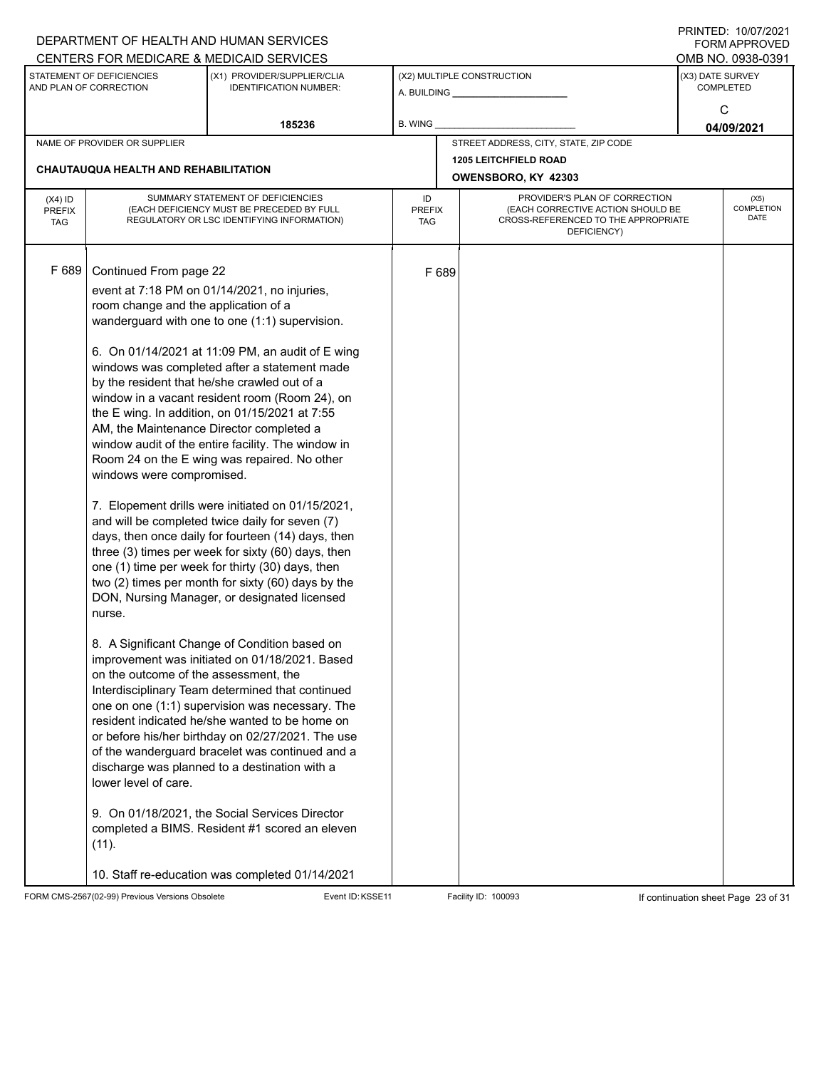DEPARTMENT OF HEALTH AND HUMAN SERVICES
CENTERS FOR MEDICARE & MEDICAID SERVICES

PRINTED: 10/07/2021
FORM APPROVED
OMB NO. 0938-0391

| STATEMENT OF DEFICIENCIES AND PLAN OF CORRECTION | (X1) PROVIDER/SUPPLIER/CLIA IDENTIFICATION NUMBER: | (X2) MULTIPLE CONSTRUCTION | (X3) DATE SURVEY COMPLETED |
|---|---|---|---|
| | 185236 | A. BUILDING ______ B. WING ______ | C 04/09/2021 |

| NAME OF PROVIDER OR SUPPLIER | STREET ADDRESS, CITY, STATE, ZIP CODE |
|---|---|
| CHAUTAUQUA HEALTH AND REHABILITATION | 1205 LEITCHFIELD ROAD OWENSBORO, KY 42303 |

| (X4) ID PREFIX TAG | SUMMARY STATEMENT OF DEFICIENCIES (EACH DEFICIENCY MUST BE PRECEDED BY FULL REGULATORY OR LSC IDENTIFYING INFORMATION) | ID PREFIX TAG | PROVIDER'S PLAN OF CORRECTION (EACH CORRECTIVE ACTION SHOULD BE CROSS-REFERENCED TO THE APPROPRIATE DEFICIENCY) | (X5) COMPLETION DATE |
|---|---|---|---|---|
| F 689 | Continued From page 22 | F 689 | | |

event at 7:18 PM on 01/14/2021, no injuries, room change and the application of a wanderguard with one to one (1:1) supervision.

6. On 01/14/2021 at 11:09 PM, an audit of E wing windows was completed after a statement made by the resident that he/she crawled out of a window in a vacant resident room (Room 24), on the E wing. In addition, on 01/15/2021 at 7:55 AM, the Maintenance Director completed a window audit of the entire facility. The window in Room 24 on the E wing was repaired. No other windows were compromised.

7. Elopement drills were initiated on 01/15/2021, and will be completed twice daily for seven (7) days, then once daily for fourteen (14) days, then three (3) times per week for sixty (60) days, then one (1) time per week for thirty (30) days, then two (2) times per month for sixty (60) days by the DON, Nursing Manager, or designated licensed nurse.

8. A Significant Change of Condition based on improvement was initiated on 01/18/2021. Based on the outcome of the assessment, the Interdisciplinary Team determined that continued one on one (1:1) supervision was necessary. The resident indicated he/she wanted to be home on or before his/her birthday on 02/27/2021. The use of the wanderguard bracelet was continued and a discharge was planned to a destination with a lower level of care.

9. On 01/18/2021, the Social Services Director completed a BIMS. Resident #1 scored an eleven (11).

10. Staff re-education was completed 01/14/2021

FORM CMS-2567(02-99) Previous Versions Obsolete Event ID: KSSE11 Facility ID: 100093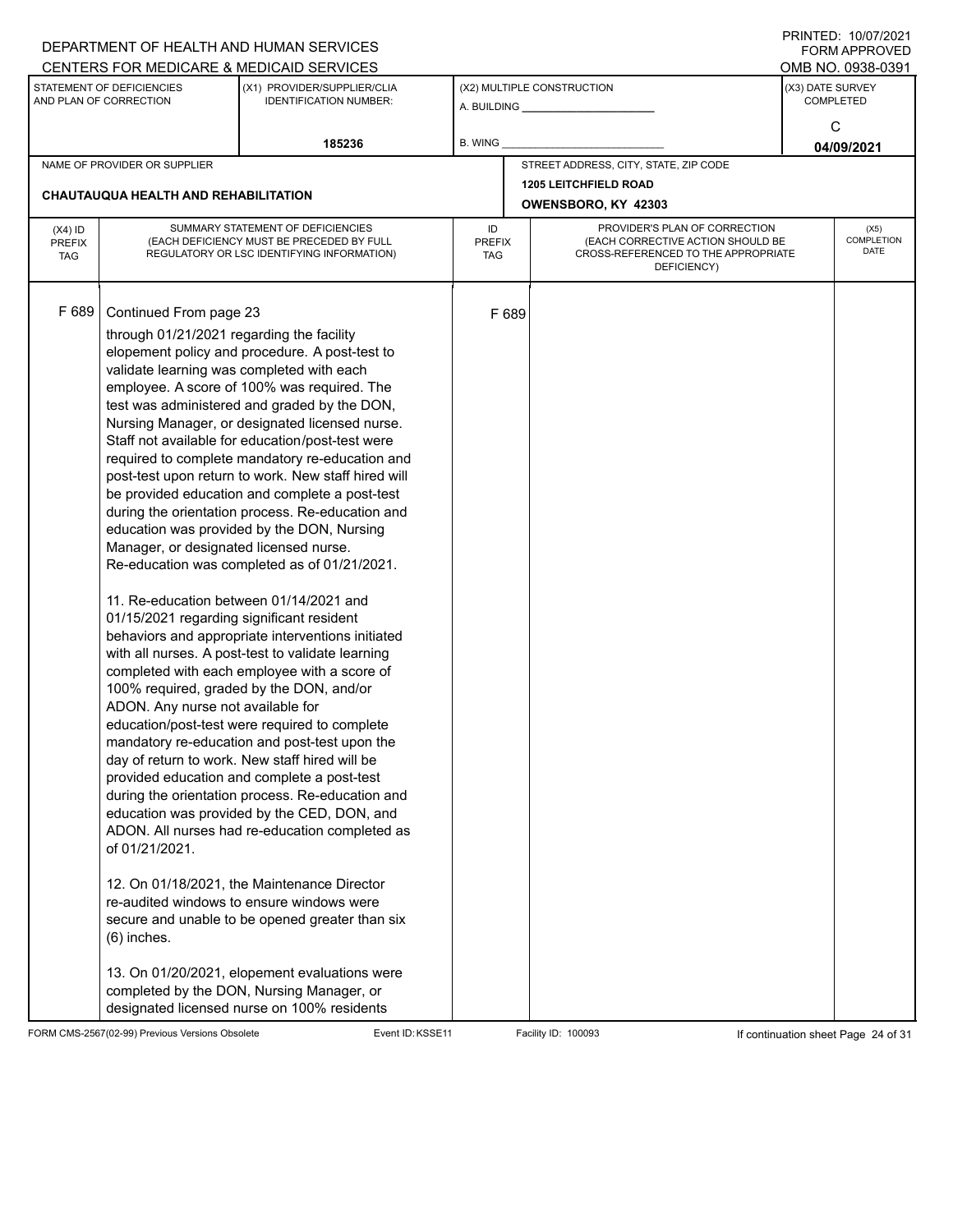DEPARTMENT OF HEALTH AND HUMAN SERVICES
CENTERS FOR MEDICARE & MEDICAID SERVICES

PRINTED: 10/07/2021
FORM APPROVED
OMB NO. 0938-0391

| STATEMENT OF DEFICIENCIES AND PLAN OF CORRECTION | (X1) PROVIDER/SUPPLIER/CLIA IDENTIFICATION NUMBER: | (X2) MULTIPLE CONSTRUCTION | (X3) DATE SURVEY COMPLETED |
|---|---|---|---|
| | 185236 | A. BUILDING ___ B. WING ___ | C 04/09/2021 |

| NAME OF PROVIDER OR SUPPLIER | STREET ADDRESS, CITY, STATE, ZIP CODE |
|---|---|
| CHAUTAUQUA HEALTH AND REHABILITATION | 1205 LEITCHFIELD ROAD OWENSBORO, KY 42303 |

| (X4) ID PREFIX TAG | SUMMARY STATEMENT OF DEFICIENCIES (EACH DEFICIENCY MUST BE PRECEDED BY FULL REGULATORY OR LSC IDENTIFYING INFORMATION) | ID PREFIX TAG | PROVIDER'S PLAN OF CORRECTION (EACH CORRECTIVE ACTION SHOULD BE CROSS-REFERENCED TO THE APPROPRIATE DEFICIENCY) | (X5) COMPLETION DATE |
|---|---|---|---|---|
| F 689 | Continued From page 23 | F 689 | | |

through 01/21/2021 regarding the facility elopement policy and procedure. A post-test to validate learning was completed with each employee. A score of 100% was required. The test was administered and graded by the DON, Nursing Manager, or designated licensed nurse. Staff not available for education/post-test were required to complete mandatory re-education and post-test upon return to work. New staff hired will be provided education and complete a post-test during the orientation process. Re-education and education was provided by the DON, Nursing Manager, or designated licensed nurse. Re-education was completed as of 01/21/2021.

11. Re-education between 01/14/2021 and 01/15/2021 regarding significant resident behaviors and appropriate interventions initiated with all nurses. A post-test to validate learning completed with each employee with a score of 100% required, graded by the DON, and/or ADON. Any nurse not available for education/post-test were required to complete mandatory re-education and post-test upon the day of return to work. New staff hired will be provided education and complete a post-test during the orientation process. Re-education and education was provided by the CED, DON, and ADON. All nurses had re-education completed as of 01/21/2021.

12. On 01/18/2021, the Maintenance Director re-audited windows to ensure windows were secure and unable to be opened greater than six (6) inches.

13. On 01/20/2021, elopement evaluations were completed by the DON, Nursing Manager, or designated licensed nurse on 100% residents

FORM CMS-2567(02-99) Previous Versions Obsolete | Event ID: KSSE11 | Facility ID: 100093 | If continuation sheet Page 24 of 31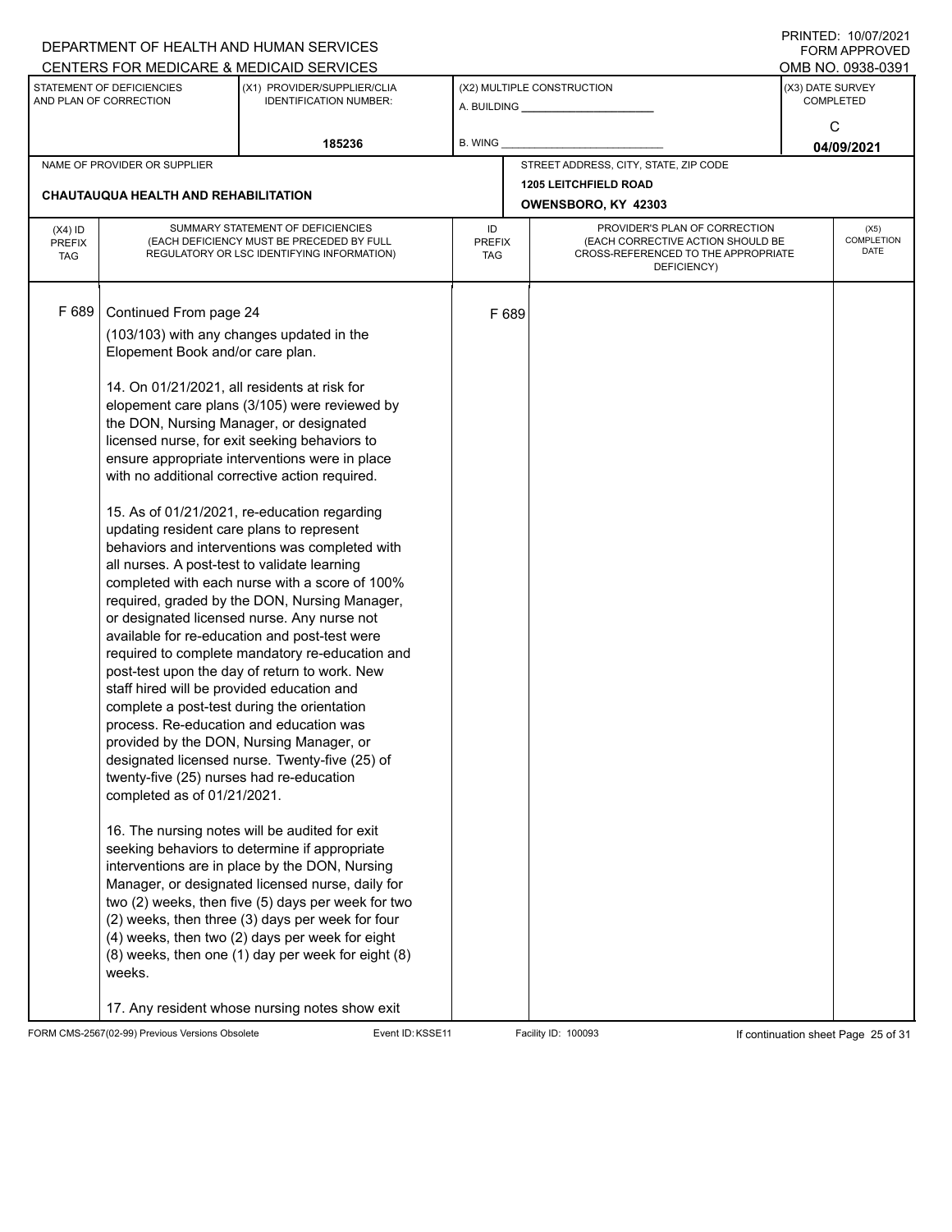DEPARTMENT OF HEALTH AND HUMAN SERVICES
CENTERS FOR MEDICARE & MEDICAID SERVICES

PRINTED: 10/07/2021
FORM APPROVED
OMB NO. 0938-0391

| STATEMENT OF DEFICIENCIES AND PLAN OF CORRECTION | (X1) PROVIDER/SUPPLIER/CLIA IDENTIFICATION NUMBER: | (X2) MULTIPLE CONSTRUCTION | (X3) DATE SURVEY COMPLETED |
|---|---|---|---|
| | 185236 | A. BUILDING ___ B. WING ___ | C 04/09/2021 |

| NAME OF PROVIDER OR SUPPLIER | STREET ADDRESS, CITY, STATE, ZIP CODE |
|---|---|
| CHAUTAUQUA HEALTH AND REHABILITATION | 1205 LEITCHFIELD ROAD OWENSBORO, KY 42303 |

| (X4) ID PREFIX TAG | SUMMARY STATEMENT OF DEFICIENCIES (EACH DEFICIENCY MUST BE PRECEDED BY FULL REGULATORY OR LSC IDENTIFYING INFORMATION) | ID PREFIX TAG | PROVIDER'S PLAN OF CORRECTION (EACH CORRECTIVE ACTION SHOULD BE CROSS-REFERENCED TO THE APPROPRIATE DEFICIENCY) | (X5) COMPLETION DATE |
|---|---|---|---|---|
| F 689 | Continued From page 24 | F 689 | | |

(103/103) with any changes updated in the Elopement Book and/or care plan.

14. On 01/21/2021, all residents at risk for elopement care plans (3/105) were reviewed by the DON, Nursing Manager, or designated licensed nurse, for exit seeking behaviors to ensure appropriate interventions were in place with no additional corrective action required.

15. As of 01/21/2021, re-education regarding updating resident care plans to represent behaviors and interventions was completed with all nurses. A post-test to validate learning completed with each nurse with a score of 100% required, graded by the DON, Nursing Manager, or designated licensed nurse. Any nurse not available for re-education and post-test were required to complete mandatory re-education and post-test upon the day of return to work. New staff hired will be provided education and complete a post-test during the orientation process. Re-education and education was provided by the DON, Nursing Manager, or designated licensed nurse. Twenty-five (25) of twenty-five (25) nurses had re-education completed as of 01/21/2021.

16. The nursing notes will be audited for exit seeking behaviors to determine if appropriate interventions are in place by the DON, Nursing Manager, or designated licensed nurse, daily for two (2) weeks, then five (5) days per week for two (2) weeks, then three (3) days per week for four (4) weeks, then two (2) days per week for eight (8) weeks, then one (1) day per week for eight (8) weeks.

17. Any resident whose nursing notes show exit

FORM CMS-2567(02-99) Previous Versions Obsolete | Event ID: KSSE11 | Facility ID: 100093 | If continuation sheet Page 25 of 31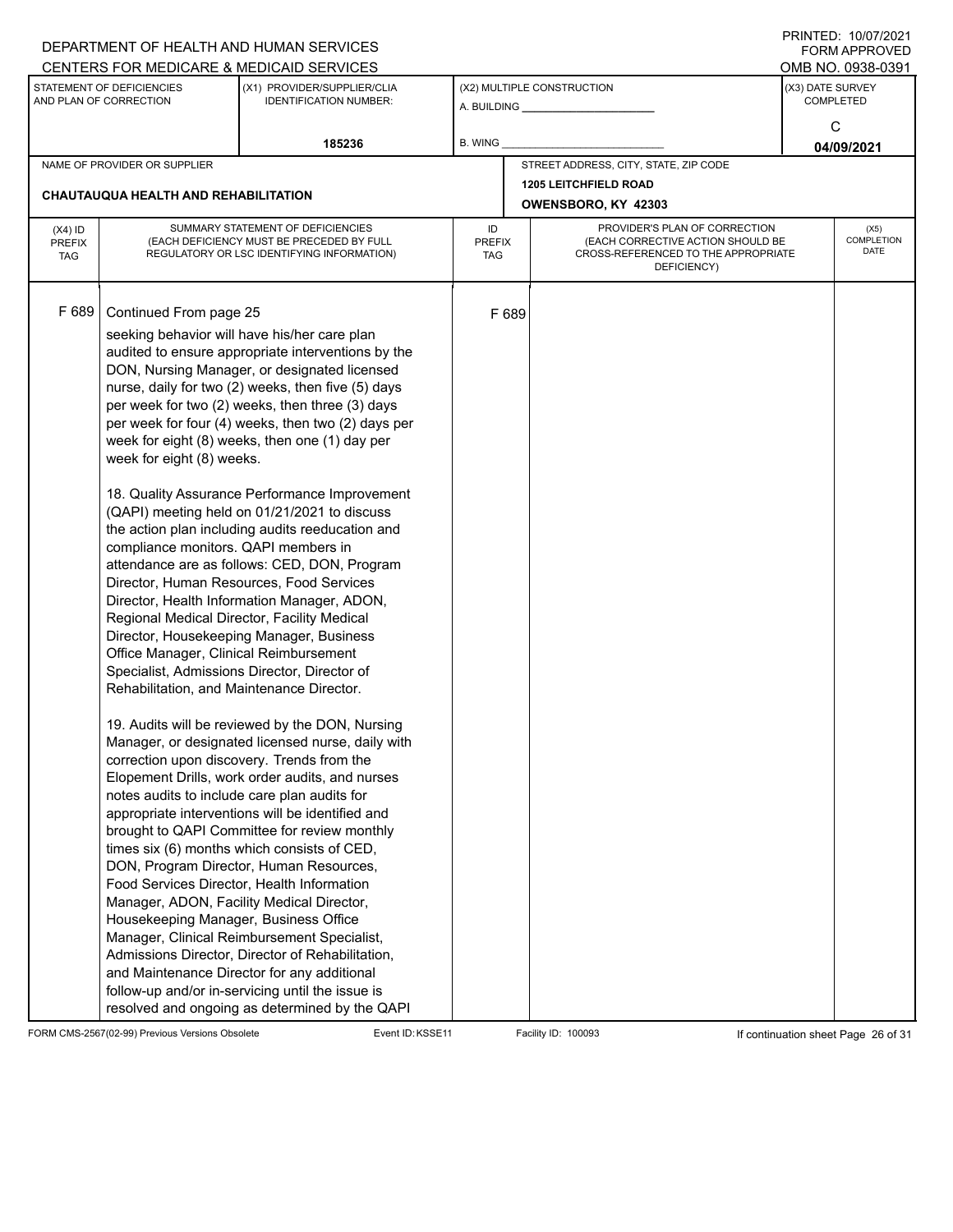DEPARTMENT OF HEALTH AND HUMAN SERVICES
CENTERS FOR MEDICARE & MEDICAID SERVICES

PRINTED: 10/07/2021
FORM APPROVED
OMB NO. 0938-0391

| STATEMENT OF DEFICIENCIES AND PLAN OF CORRECTION | (X1) PROVIDER/SUPPLIER/CLIA IDENTIFICATION NUMBER: | (X2) MULTIPLE CONSTRUCTION | (X3) DATE SURVEY COMPLETED |
|---|---|---|---|
| | 185236 | A. BUILDING ______ B. WING ______ | C 04/09/2021 |

| NAME OF PROVIDER OR SUPPLIER | STREET ADDRESS, CITY, STATE, ZIP CODE |
|---|---|
| CHAUTAUQUA HEALTH AND REHABILITATION | 1205 LEITCHFIELD ROAD OWENSBORO, KY 42303 |

| (X4) ID PREFIX TAG | SUMMARY STATEMENT OF DEFICIENCIES (EACH DEFICIENCY MUST BE PRECEDED BY FULL REGULATORY OR LSC IDENTIFYING INFORMATION) | ID PREFIX TAG | PROVIDER'S PLAN OF CORRECTION (EACH CORRECTIVE ACTION SHOULD BE CROSS-REFERENCED TO THE APPROPRIATE DEFICIENCY) | (X5) COMPLETION DATE |
|---|---|---|---|---|
| F 689 | Continued From page 25<br>seeking behavior will have his/her care plan audited to ensure appropriate interventions by the DON, Nursing Manager, or designated licensed nurse, daily for two (2) weeks, then five (5) days per week for two (2) weeks, then three (3) days per week for four (4) weeks, then two (2) days per week for eight (8) weeks, then one (1) day per week for eight (8) weeks.<br><br>18. Quality Assurance Performance Improvement (QAPI) meeting held on 01/21/2021 to discuss the action plan including audits reeducation and compliance monitors. QAPI members in attendance are as follows: CED, DON, Program Director, Human Resources, Food Services Director, Health Information Manager, ADON, Regional Medical Director, Facility Medical Director, Housekeeping Manager, Business Office Manager, Clinical Reimbursement Specialist, Admissions Director, Director of Rehabilitation, and Maintenance Director.<br><br>19. Audits will be reviewed by the DON, Nursing Manager, or designated licensed nurse, daily with correction upon discovery. Trends from the Elopement Drills, work order audits, and nurses notes audits to include care plan audits for appropriate interventions will be identified and brought to QAPI Committee for review monthly times six (6) months which consists of CED, DON, Program Director, Human Resources, Food Services Director, Health Information Manager, ADON, Facility Medical Director, Housekeeping Manager, Business Office Manager, Clinical Reimbursement Specialist, Admissions Director, Director of Rehabilitation, and Maintenance Director for any additional follow-up and/or in-servicing until the issue is resolved and ongoing as determined by the QAPI | F 689 | | |

FORM CMS-2567(02-99) Previous Versions Obsolete Event ID: KSSE11 Facility ID: 100093 If continuation sheet Page 26 of 31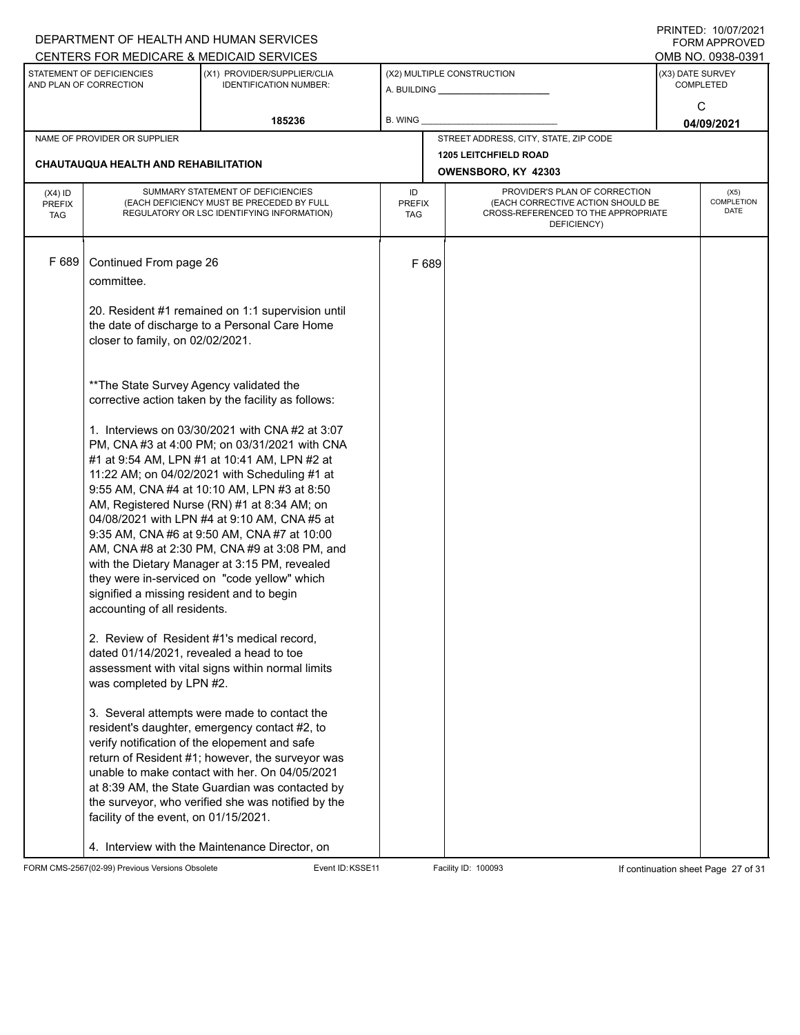DEPARTMENT OF HEALTH AND HUMAN SERVICES
CENTERS FOR MEDICARE & MEDICAID SERVICES

PRINTED: 10/07/2021
FORM APPROVED
OMB NO. 0938-0391

| STATEMENT OF DEFICIENCIES AND PLAN OF CORRECTION | (X1) PROVIDER/SUPPLIER/CLIA IDENTIFICATION NUMBER: | (X2) MULTIPLE CONSTRUCTION | (X3) DATE SURVEY COMPLETED |
|---|---|---|---|
| | 185236 | A. BUILDING ______ B. WING ______ | C 04/09/2021 |

| NAME OF PROVIDER OR SUPPLIER | STREET ADDRESS, CITY, STATE, ZIP CODE |
|---|---|
| CHAUTAUQUA HEALTH AND REHABILITATION | 1205 LEITCHFIELD ROAD OWENSBORO, KY 42303 |

| (X4) ID PREFIX TAG | SUMMARY STATEMENT OF DEFICIENCIES (EACH DEFICIENCY MUST BE PRECEDED BY FULL REGULATORY OR LSC IDENTIFYING INFORMATION) | ID PREFIX TAG | PROVIDER'S PLAN OF CORRECTION (EACH CORRECTIVE ACTION SHOULD BE CROSS-REFERENCED TO THE APPROPRIATE DEFICIENCY) | (X5) COMPLETION DATE |
|---|---|---|---|---|
| F 689 | Continued From page 26 | F 689 | | |

committee.

20. Resident #1 remained on 1:1 supervision until the date of discharge to a Personal Care Home closer to family, on 02/02/2021.

**The State Survey Agency validated the corrective action taken by the facility as follows:

1. Interviews on 03/30/2021 with CNA #2 at 3:07 PM, CNA #3 at 4:00 PM; on 03/31/2021 with CNA #1 at 9:54 AM, LPN #1 at 10:41 AM, LPN #2 at 11:22 AM; on 04/02/2021 with Scheduling #1 at 9:55 AM, CNA #4 at 10:10 AM, LPN #3 at 8:50 AM, Registered Nurse (RN) #1 at 8:34 AM; on 04/08/2021 with LPN #4 at 9:10 AM, CNA #5 at 9:35 AM, CNA #6 at 9:50 AM, CNA #7 at 10:00 AM, CNA #8 at 2:30 PM, CNA #9 at 3:08 PM, and with the Dietary Manager at 3:15 PM, revealed they were in-serviced on "code yellow" which signified a missing resident and to begin accounting of all residents.

2. Review of Resident #1's medical record, dated 01/14/2021, revealed a head to toe assessment with vital signs within normal limits was completed by LPN #2.

3. Several attempts were made to contact the resident's daughter, emergency contact #2, to verify notification of the elopement and safe return of Resident #1; however, the surveyor was unable to make contact with her. On 04/05/2021 at 8:39 AM, the State Guardian was contacted by the surveyor, who verified she was notified by the facility of the event, on 01/15/2021.

4. Interview with the Maintenance Director, on

FORM CMS-2567(02-99) Previous Versions Obsolete Event ID: KSSE11 Facility ID: 100093 If continuation sheet Page 27 of 31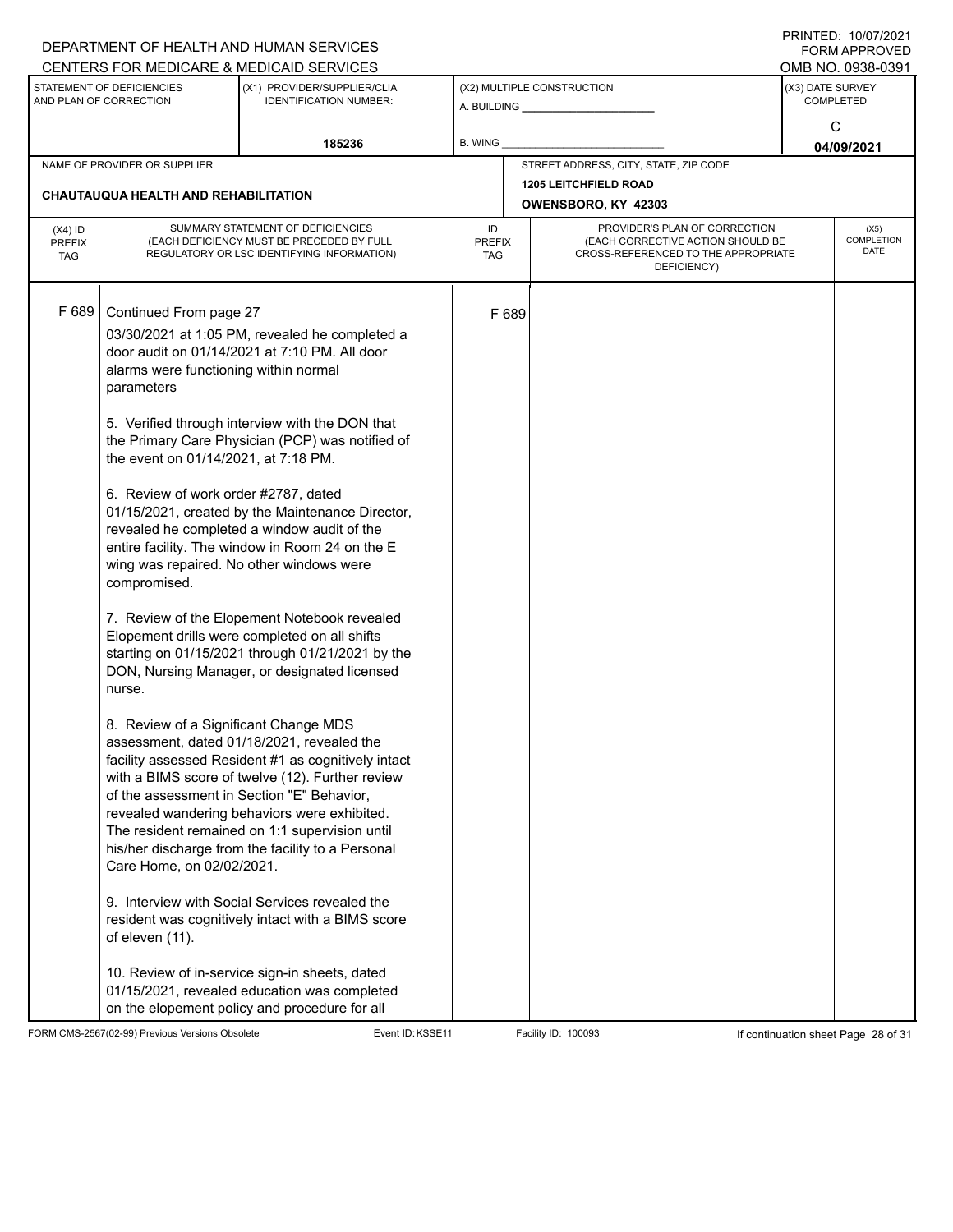DEPARTMENT OF HEALTH AND HUMAN SERVICES
CENTERS FOR MEDICARE & MEDICAID SERVICES

PRINTED: 10/07/2021
FORM APPROVED
OMB NO. 0938-0391

| STATEMENT OF DEFICIENCIES AND PLAN OF CORRECTION | (X1) PROVIDER/SUPPLIER/CLIA IDENTIFICATION NUMBER: | (X2) MULTIPLE CONSTRUCTION | (X3) DATE SURVEY COMPLETED |
|---|---|---|---|
| | 185236 | A. BUILDING ______ B. WING ______ | C 04/09/2021 |

| NAME OF PROVIDER OR SUPPLIER | STREET ADDRESS, CITY, STATE, ZIP CODE |
|---|---|
| CHAUTAUQUA HEALTH AND REHABILITATION | 1205 LEITCHFIELD ROAD OWENSBORO, KY 42303 |

| (X4) ID PREFIX TAG | SUMMARY STATEMENT OF DEFICIENCIES (EACH DEFICIENCY MUST BE PRECEDED BY FULL REGULATORY OR LSC IDENTIFYING INFORMATION) | ID PREFIX TAG | PROVIDER'S PLAN OF CORRECTION (EACH CORRECTIVE ACTION SHOULD BE CROSS-REFERENCED TO THE APPROPRIATE DEFICIENCY) | (X5) COMPLETION DATE |
|---|---|---|---|---|
| F 689 | Continued From page 27 | F 689 | | |

03/30/2021 at 1:05 PM, revealed he completed a door audit on 01/14/2021 at 7:10 PM. All door alarms were functioning within normal parameters

5. Verified through interview with the DON that the Primary Care Physician (PCP) was notified of the event on 01/14/2021, at 7:18 PM.

6. Review of work order #2787, dated 01/15/2021, created by the Maintenance Director, revealed he completed a window audit of the entire facility. The window in Room 24 on the E wing was repaired. No other windows were compromised.

7. Review of the Elopement Notebook revealed Elopement drills were completed on all shifts starting on 01/15/2021 through 01/21/2021 by the DON, Nursing Manager, or designated licensed nurse.

8. Review of a Significant Change MDS assessment, dated 01/18/2021, revealed the facility assessed Resident #1 as cognitively intact with a BIMS score of twelve (12). Further review of the assessment in Section "E" Behavior, revealed wandering behaviors were exhibited. The resident remained on 1:1 supervision until his/her discharge from the facility to a Personal Care Home, on 02/02/2021.

9. Interview with Social Services revealed the resident was cognitively intact with a BIMS score of eleven (11).

10. Review of in-service sign-in sheets, dated 01/15/2021, revealed education was completed on the elopement policy and procedure for all

FORM CMS-2567(02-99) Previous Versions Obsolete | Event ID: KSSE11 | Facility ID: 100093 | If continuation sheet Page 28 of 31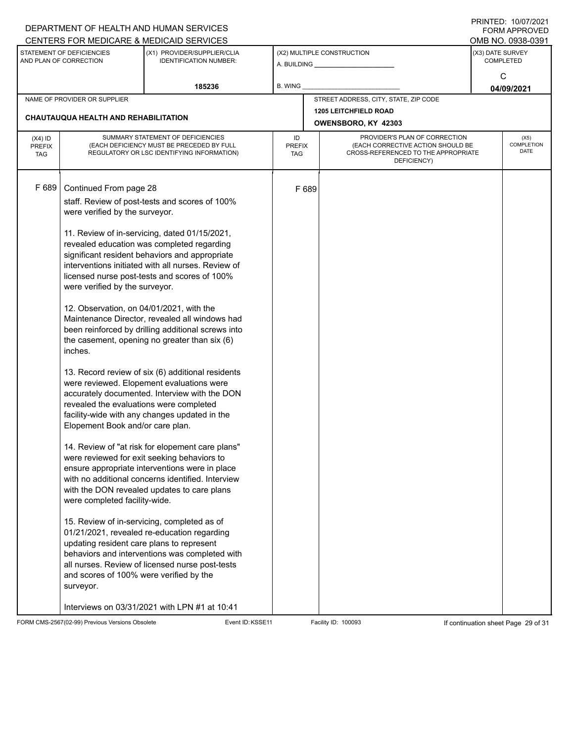DEPARTMENT OF HEALTH AND HUMAN SERVICES
CENTERS FOR MEDICARE & MEDICAID SERVICES

PRINTED: 10/07/2021
FORM APPROVED
OMB NO. 0938-0391

| STATEMENT OF DEFICIENCIES AND PLAN OF CORRECTION | (X1) PROVIDER/SUPPLIER/CLIA IDENTIFICATION NUMBER: | (X2) MULTIPLE CONSTRUCTION | (X3) DATE SURVEY COMPLETED |
|---|---|---|---|
| | 185236 | A. BUILDING ___ B. WING ___ | C 04/09/2021 |

| NAME OF PROVIDER OR SUPPLIER | STREET ADDRESS, CITY, STATE, ZIP CODE |
|---|---|
| CHAUTAUQUA HEALTH AND REHABILITATION | 1205 LEITCHFIELD ROAD OWENSBORO, KY 42303 |

| (X4) ID PREFIX TAG | SUMMARY STATEMENT OF DEFICIENCIES (EACH DEFICIENCY MUST BE PRECEDED BY FULL REGULATORY OR LSC IDENTIFYING INFORMATION) | ID PREFIX TAG | PROVIDER'S PLAN OF CORRECTION (EACH CORRECTIVE ACTION SHOULD BE CROSS-REFERENCED TO THE APPROPRIATE DEFICIENCY) | (X5) COMPLETION DATE |
|---|---|---|---|---|
| F 689 | Continued From page 28<br>staff. Review of post-tests and scores of 100% were verified by the surveyor.<br><br>11. Review of in-servicing, dated 01/15/2021, revealed education was completed regarding significant resident behaviors and appropriate interventions initiated with all nurses. Review of licensed nurse post-tests and scores of 100% were verified by the surveyor.<br><br>12. Observation, on 04/01/2021, with the Maintenance Director, revealed all windows had been reinforced by drilling additional screws into the casement, opening no greater than six (6) inches.<br><br>13. Record review of six (6) additional residents were reviewed. Elopement evaluations were accurately documented. Interview with the DON revealed the evaluations were completed facility-wide with any changes updated in the Elopement Book and/or care plan.<br><br>14. Review of "at risk for elopement care plans" were reviewed for exit seeking behaviors to ensure appropriate interventions were in place with no additional concerns identified. Interview with the DON revealed updates to care plans were completed facility-wide.<br><br>15. Review of in-servicing, completed as of 01/21/2021, revealed re-education regarding updating resident care plans to represent behaviors and interventions was completed with all nurses. Review of licensed nurse post-tests and scores of 100% were verified by the surveyor.<br><br>Interviews on 03/31/2021 with LPN #1 at 10:41 | F 689 | | |

FORM CMS-2567(02-99) Previous Versions Obsolete Event ID: KSSE11 Facility ID: 100093 If continuation sheet Page 29 of 31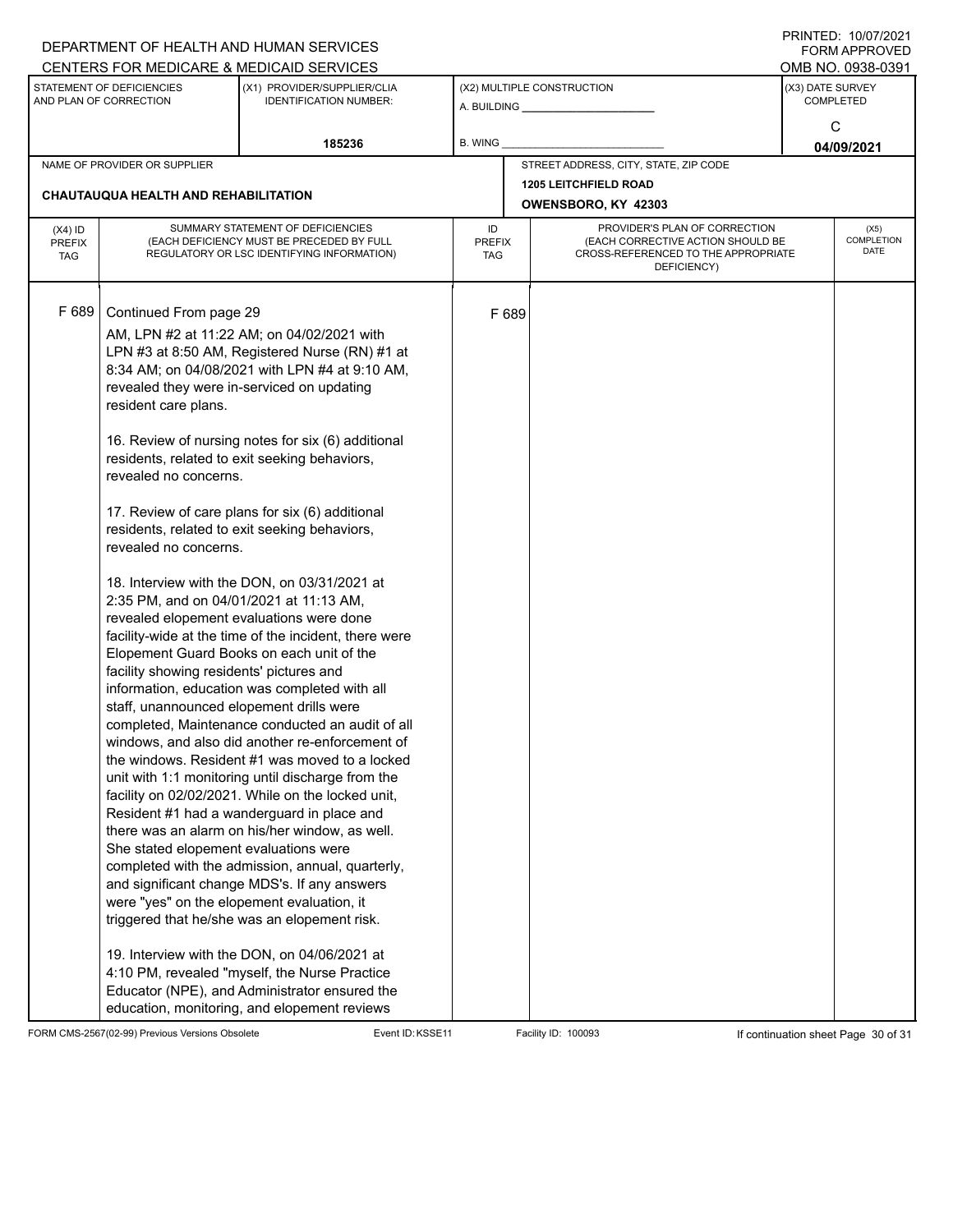DEPARTMENT OF HEALTH AND HUMAN SERVICES
CENTERS FOR MEDICARE & MEDICAID SERVICES

PRINTED: 10/07/2021
FORM APPROVED
OMB NO. 0938-0391

| STATEMENT OF DEFICIENCIES AND PLAN OF CORRECTION | (X1) PROVIDER/SUPPLIER/CLIA IDENTIFICATION NUMBER: | (X2) MULTIPLE CONSTRUCTION | (X3) DATE SURVEY COMPLETED |
|---|---|---|---|
| | 185236 | A. BUILDING ______ B. WING ______ | C 04/09/2021 |

| NAME OF PROVIDER OR SUPPLIER | STREET ADDRESS, CITY, STATE, ZIP CODE |
|---|---|
| CHAUTAUQUA HEALTH AND REHABILITATION | 1205 LEITCHFIELD ROAD OWENSBORO, KY 42303 |

| (X4) ID PREFIX TAG | SUMMARY STATEMENT OF DEFICIENCIES (EACH DEFICIENCY MUST BE PRECEDED BY FULL REGULATORY OR LSC IDENTIFYING INFORMATION) | ID PREFIX TAG | PROVIDER'S PLAN OF CORRECTION (EACH CORRECTIVE ACTION SHOULD BE CROSS-REFERENCED TO THE APPROPRIATE DEFICIENCY) | (X5) COMPLETION DATE |
|---|---|---|---|---|
| F 689 | Continued From page 29 | F 689 | | |

AM, LPN #2 at 11:22 AM; on 04/02/2021 with LPN #3 at 8:50 AM, Registered Nurse (RN) #1 at 8:34 AM; on 04/08/2021 with LPN #4 at 9:10 AM, revealed they were in-serviced on updating resident care plans.

16. Review of nursing notes for six (6) additional residents, related to exit seeking behaviors, revealed no concerns.

17. Review of care plans for six (6) additional residents, related to exit seeking behaviors, revealed no concerns.

18. Interview with the DON, on 03/31/2021 at 2:35 PM, and on 04/01/2021 at 11:13 AM, revealed elopement evaluations were done facility-wide at the time of the incident, there were Elopement Guard Books on each unit of the facility showing residents' pictures and information, education was completed with all staff, unannounced elopement drills were completed, Maintenance conducted an audit of all windows, and also did another re-enforcement of the windows. Resident #1 was moved to a locked unit with 1:1 monitoring until discharge from the facility on 02/02/2021. While on the locked unit, Resident #1 had a wanderguard in place and there was an alarm on his/her window, as well. She stated elopement evaluations were completed with the admission, annual, quarterly, and significant change MDS's. If any answers were "yes" on the elopement evaluation, it triggered that he/she was an elopement risk.

19. Interview with the DON, on 04/06/2021 at 4:10 PM, revealed "myself, the Nurse Practice Educator (NPE), and Administrator ensured the education, monitoring, and elopement reviews

FORM CMS-2567(02-99) Previous Versions Obsolete Event ID: KSSE11 Facility ID: 100093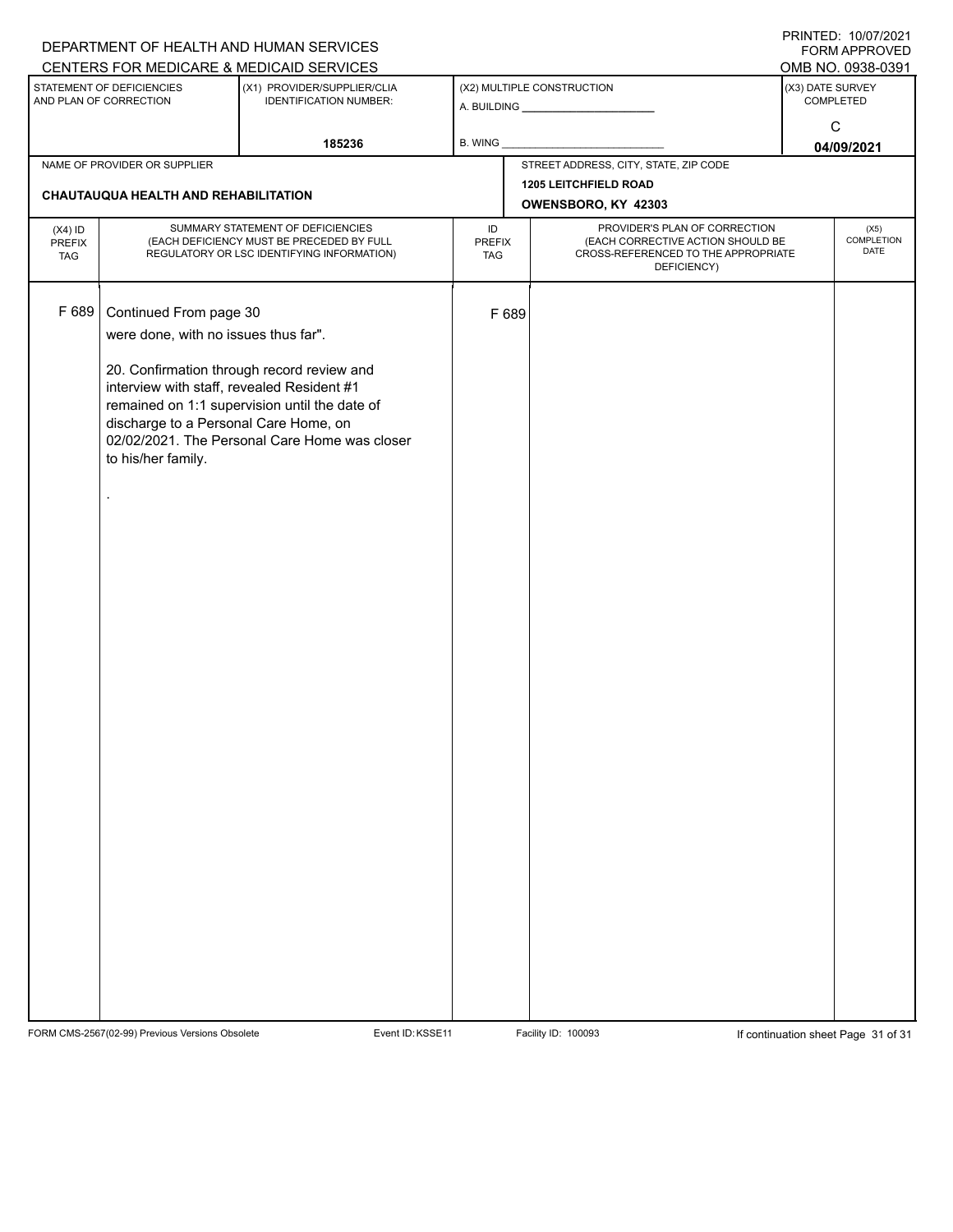DEPARTMENT OF HEALTH AND HUMAN SERVICES
CENTERS FOR MEDICARE & MEDICAID SERVICES

PRINTED: 10/07/2021
FORM APPROVED
OMB NO. 0938-0391

| STATEMENT OF DEFICIENCIES AND PLAN OF CORRECTION | (X1) PROVIDER/SUPPLIER/CLIA IDENTIFICATION NUMBER: | (X2) MULTIPLE CONSTRUCTION | (X3) DATE SURVEY COMPLETED |
|---|---|---|---|
| | 185236 | A. BUILDING ______ B. WING ______ | C 04/09/2021 |

| NAME OF PROVIDER OR SUPPLIER | STREET ADDRESS, CITY, STATE, ZIP CODE |
|---|---|
| CHAUTAUQUA HEALTH AND REHABILITATION | 1205 LEITCHFIELD ROAD OWENSBORO, KY 42303 |

| (X4) ID PREFIX TAG | SUMMARY STATEMENT OF DEFICIENCIES (EACH DEFICIENCY MUST BE PRECEDED BY FULL REGULATORY OR LSC IDENTIFYING INFORMATION) | ID PREFIX TAG | PROVIDER'S PLAN OF CORRECTION (EACH CORRECTIVE ACTION SHOULD BE CROSS-REFERENCED TO THE APPROPRIATE DEFICIENCY) | (X5) COMPLETION DATE |
|---|---|---|---|---|
| F 689 | Continued From page 30<br>were done, with no issues thus far".<br><br>20. Confirmation through record review and interview with staff, revealed Resident #1 remained on 1:1 supervision until the date of discharge to a Personal Care Home, on 02/02/2021. The Personal Care Home was closer to his/her family.<br><br>. | F 689 | | |

FORM CMS-2567(02-99) Previous Versions Obsolete Event ID: KSSE11 Facility ID: 100093